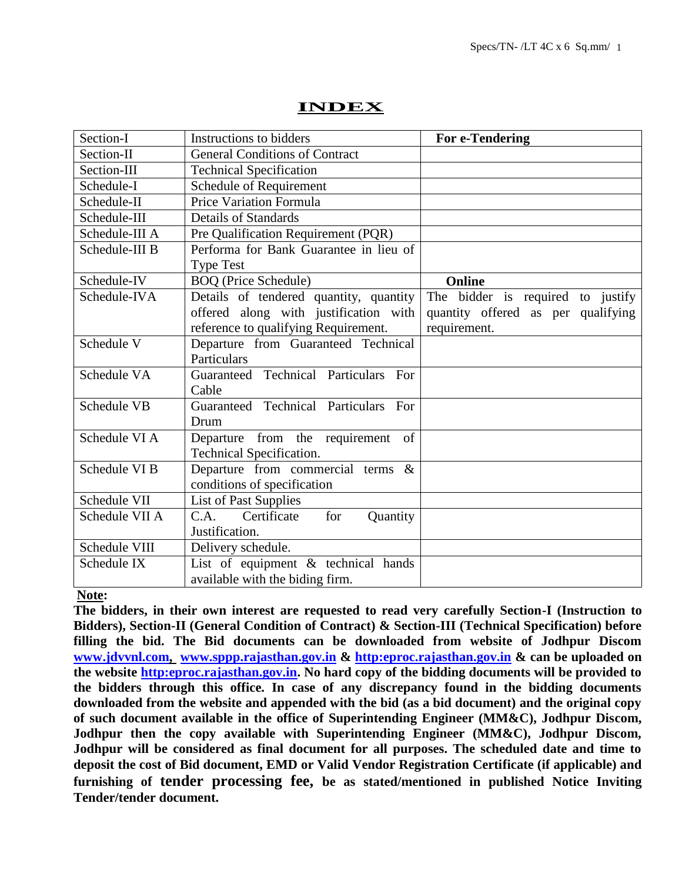# INDEX

| Section-I | Instructions to bidders | **For e-Tendering** |
|---|---|---|
| Section-II | General Conditions of Contract | |
| Section-III | Technical Specification | |
| Schedule-I | Schedule of Requirement | |
| Schedule-II | Price Variation Formula | |
| Schedule-III | Details of Standards | |
| Schedule-III A | Pre Qualification Requirement (PQR) | |
| Schedule-III B | Performa for Bank Guarantee in lieu of Type Test | |
| Schedule-IV | BOQ (Price Schedule) | **Online** |
| Schedule-IVA | Details of tendered quantity, quantity offered along with justification with reference to qualifying Requirement. | The bidder is required to justify quantity offered as per qualifying requirement. |
| Schedule V | Departure from Guaranteed Technical Particulars | |
| Schedule VA | Guaranteed Technical Particulars For Cable | |
| Schedule VB | Guaranteed Technical Particulars For Drum | |
| Schedule VI A | Departure from the requirement of Technical Specification. | |
| Schedule VI B | Departure from commercial terms & conditions of specification | |
| Schedule VII | List of Past Supplies | |
| Schedule VII A | C.A. Certificate for Quantity Justification. | |
| Schedule VIII | Delivery schedule. | |
| Schedule IX | List of equipment & technical hands available with the biding firm. | |

**Note:**

**The bidders, in their own interest are requested to read very carefully Section-I (Instruction to Bidders), Section-II (General Condition of Contract) & Section-III (Technical Specification) before filling the bid. The Bid documents can be downloaded from website of Jodhpur Discom www.jdvvnl.com, www.sppp.rajasthan.gov.in & http:eproc.rajasthan.gov.in & can be uploaded on the website http:eproc.rajasthan.gov.in. No hard copy of the bidding documents will be provided to the bidders through this office. In case of any discrepancy found in the bidding documents downloaded from the website and appended with the bid (as a bid document) and the original copy of such document available in the office of Superintending Engineer (MM&C), Jodhpur Discom, Jodhpur then the copy available with Superintending Engineer (MM&C), Jodhpur Discom, Jodhpur will be considered as final document for all purposes. The scheduled date and time to deposit the cost of Bid document, EMD or Valid Vendor Registration Certificate (if applicable) and furnishing of tender processing fee, be as stated/mentioned in published Notice Inviting Tender/tender document.**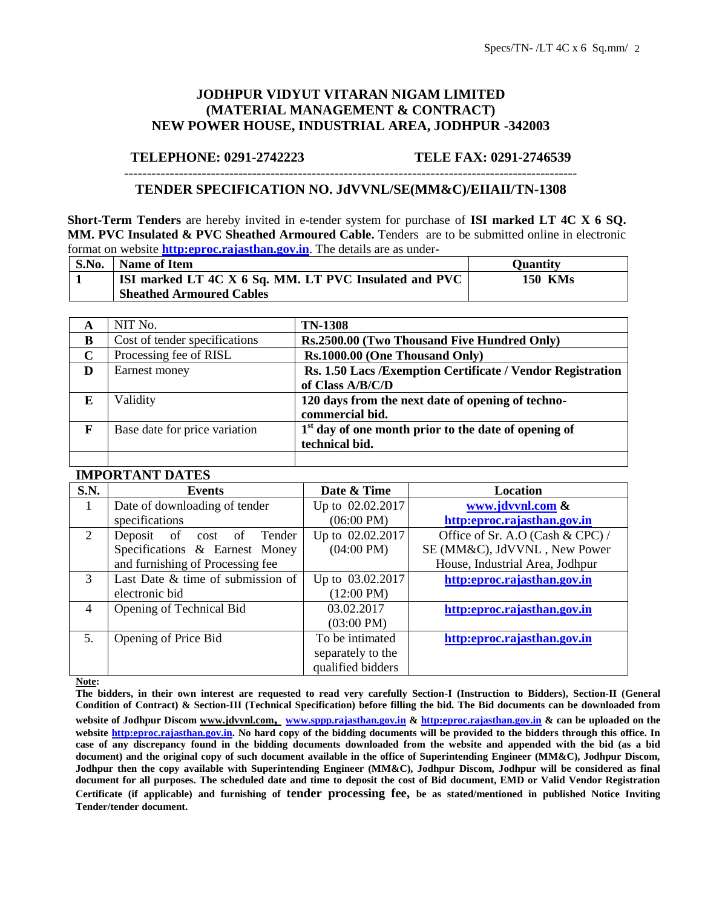# JODHPUR VIDYUT VITARAN NIGAM LIMITED
# (MATERIAL MANAGEMENT & CONTRACT)
# NEW POWER HOUSE, INDUSTRIAL AREA, JODHPUR -342003

**TELEPHONE: 0291-2742223 TELE FAX: 0291-2746539**

---

## TENDER SPECIFICATION NO. JdVVNL/SE(MM&C)/EIIAII/TN-1308

**Short-Term Tenders** are hereby invited in e-tender system for purchase of **ISI marked LT 4C X 6 SQ. MM. PVC Insulated & PVC Sheathed Armoured Cable.** Tenders are to be submitted online in electronic format on website **http:eproc.rajasthan.gov.in**. The details are as under-

| S.No. | Name of Item | Quantity |
|---|---|---|
| 1 | ISI marked LT 4C X 6 Sq. MM. LT PVC Insulated and PVC Sheathed Armoured Cables | 150 KMs |

| | | |
|---|---|---|
| A | NIT No. | **TN-1308** |
| B | Cost of tender specifications | **Rs.2500.00 (Two Thousand Five Hundred Only)** |
| C | Processing fee of RISL | **Rs.1000.00 (One Thousand Only)** |
| D | Earnest money | **Rs. 1.50 Lacs /Exemption Certificate / Vendor Registration of Class A/B/C/D** |
| E | Validity | **120 days from the next date of opening of techno-commercial bid.** |
| F | Base date for price variation | **1st day of one month prior to the date of opening of technical bid.** |
| | | |

### IMPORTANT DATES

| S.N. | Events | Date & Time | Location |
|---|---|---|---|
| 1 | Date of downloading of tender specifications | Up to 02.02.2017 (06:00 PM) | **www.jdvvnl.com & http:eproc.rajasthan.gov.in** |
| 2 | Deposit of cost of Tender Specifications & Earnest Money and furnishing of Processing fee | Up to 02.02.2017 (04:00 PM) | Office of Sr. A.O (Cash & CPC) / SE (MM&C), JdVVNL , New Power House, Industrial Area, Jodhpur |
| 3 | Last Date & time of submission of electronic bid | Up to 03.02.2017 (12:00 PM) | **http:eproc.rajasthan.gov.in** |
| 4 | Opening of Technical Bid | 03.02.2017 (03:00 PM) | **http:eproc.rajasthan.gov.in** |
| 5. | Opening of Price Bid | To be intimated separately to the qualified bidders | **http:eproc.rajasthan.gov.in** |

**Note:**

**The bidders, in their own interest are requested to read very carefully Section-I (Instruction to Bidders), Section-II (General Condition of Contract) & Section-III (Technical Specification) before filling the bid. The Bid documents can be downloaded from website of Jodhpur Discom www.jdvvnl.com, www.sppp.rajasthan.gov.in & http:eproc.rajasthan.gov.in & can be uploaded on the website http:eproc.rajasthan.gov.in. No hard copy of the bidding documents will be provided to the bidders through this office. In case of any discrepancy found in the bidding documents downloaded from the website and appended with the bid (as a bid document) and the original copy of such document available in the office of Superintending Engineer (MM&C), Jodhpur Discom, Jodhpur then the copy available with Superintending Engineer (MM&C), Jodhpur Discom, Jodhpur will be considered as final document for all purposes. The scheduled date and time to deposit the cost of Bid document, EMD or Valid Vendor Registration Certificate (if applicable) and furnishing of tender processing fee, be as stated/mentioned in published Notice Inviting Tender/tender document.**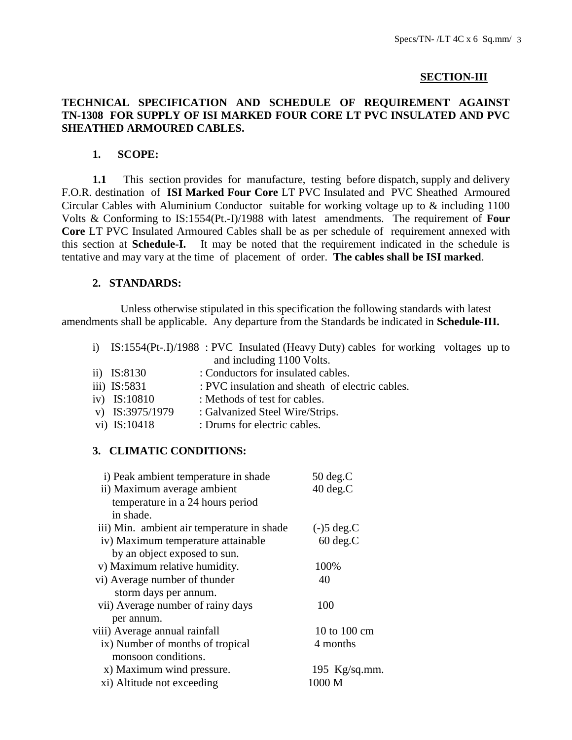## SECTION-III

**TECHNICAL SPECIFICATION AND SCHEDULE OF REQUIREMENT AGAINST TN-1308 FOR SUPPLY OF ISI MARKED FOUR CORE LT PVC INSULATED AND PVC SHEATHED ARMOURED CABLES.**

### 1. SCOPE:

**1.1** This section provides for manufacture, testing before dispatch, supply and delivery F.O.R. destination of **ISI Marked Four Core** LT PVC Insulated and PVC Sheathed Armoured Circular Cables with Aluminium Conductor suitable for working voltage up to & including 1100 Volts & Conforming to IS:1554(Pt.-I)/1988 with latest amendments. The requirement of **Four Core** LT PVC Insulated Armoured Cables shall be as per schedule of requirement annexed with this section at **Schedule-I.** It may be noted that the requirement indicated in the schedule is tentative and may vary at the time of placement of order. **The cables shall be ISI marked**.

### 2. STANDARDS:

Unless otherwise stipulated in this specification the following standards with latest amendments shall be applicable. Any departure from the Standards be indicated in **Schedule-III.**

| | |
|---|---|
| i) IS:1554(Pt-.I)/1988 | : PVC Insulated (Heavy Duty) cables for working voltages up to and including 1100 Volts. |
| ii) IS:8130 | : Conductors for insulated cables. |
| iii) IS:5831 | : PVC insulation and sheath of electric cables. |
| iv) IS:10810 | : Methods of test for cables. |
| v) IS:3975/1979 | : Galvanized Steel Wire/Strips. |
| vi) IS:10418 | : Drums for electric cables. |

### 3. CLIMATIC CONDITIONS:

| | |
|---|---|
| i) Peak ambient temperature in shade | 50 deg.C |
| ii) Maximum average ambient temperature in a 24 hours period in shade. | 40 deg.C |
| iii) Min. ambient air temperature in shade | (-)5 deg.C |
| iv) Maximum temperature attainable by an object exposed to sun. | 60 deg.C |
| v) Maximum relative humidity. | 100% |
| vi) Average number of thunder storm days per annum. | 40 |
| vii) Average number of rainy days per annum. | 100 |
| viii) Average annual rainfall | 10 to 100 cm |
| ix) Number of months of tropical monsoon conditions. | 4 months |
| x) Maximum wind pressure. | 195 Kg/sq.mm. |
| xi) Altitude not exceeding | 1000 M |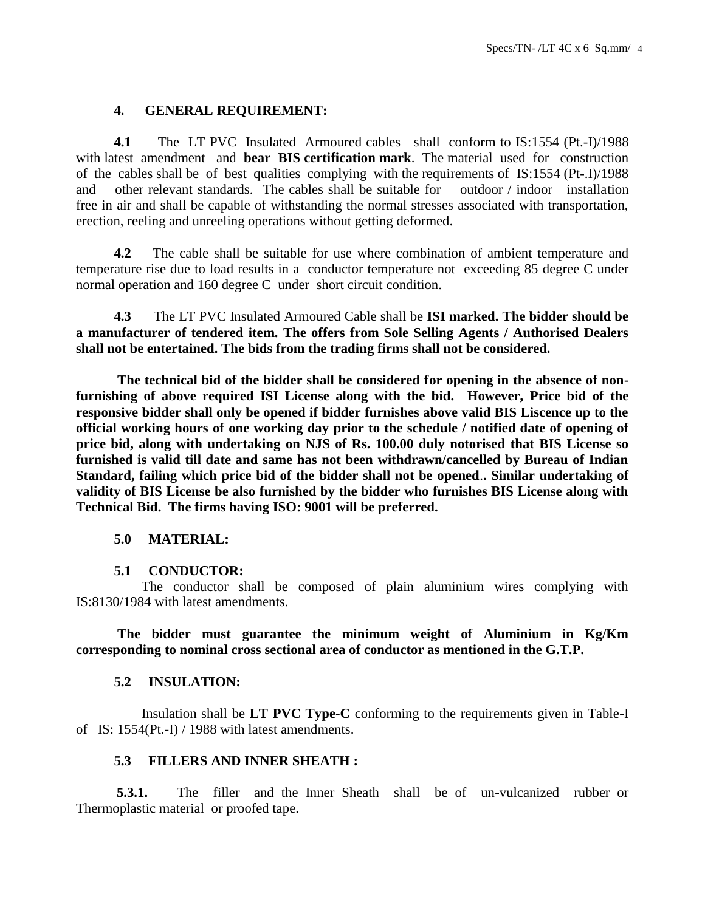## 4. GENERAL REQUIREMENT:

**4.1** The LT PVC Insulated Armoured cables shall conform to IS:1554 (Pt.-I)/1988 with latest amendment and **bear BIS certification mark**. The material used for construction of the cables shall be of best qualities complying with the requirements of IS:1554 (Pt-.I)/1988 and other relevant standards. The cables shall be suitable for outdoor / indoor installation free in air and shall be capable of withstanding the normal stresses associated with transportation, erection, reeling and unreeling operations without getting deformed.

**4.2** The cable shall be suitable for use where combination of ambient temperature and temperature rise due to load results in a conductor temperature not exceeding 85 degree C under normal operation and 160 degree C under short circuit condition.

**4.3** The LT PVC Insulated Armoured Cable shall be **ISI marked. The bidder should be a manufacturer of tendered item. The offers from Sole Selling Agents / Authorised Dealers shall not be entertained. The bids from the trading firms shall not be considered.**

**The technical bid of the bidder shall be considered for opening in the absence of non-furnishing of above required ISI License along with the bid. However, Price bid of the responsive bidder shall only be opened if bidder furnishes above valid BIS Liscence up to the official working hours of one working day prior to the schedule / notified date of opening of price bid, along with undertaking on NJS of Rs. 100.00 duly notorised that BIS License so furnished is valid till date and same has not been withdrawn/cancelled by Bureau of Indian Standard, failing which price bid of the bidder shall not be opened.. Similar undertaking of validity of BIS License be also furnished by the bidder who furnishes BIS License along with Technical Bid. The firms having ISO: 9001 will be preferred.**

## 5.0 MATERIAL:

### 5.1 CONDUCTOR:

The conductor shall be composed of plain aluminium wires complying with IS:8130/1984 with latest amendments.

**The bidder must guarantee the minimum weight of Aluminium in Kg/Km corresponding to nominal cross sectional area of conductor as mentioned in the G.T.P.**

### 5.2 INSULATION:

Insulation shall be **LT PVC Type-C** conforming to the requirements given in Table-I of IS: 1554(Pt.-I) / 1988 with latest amendments.

### 5.3 FILLERS AND INNER SHEATH :

**5.3.1.** The filler and the Inner Sheath shall be of un-vulcanized rubber or Thermoplastic material or proofed tape.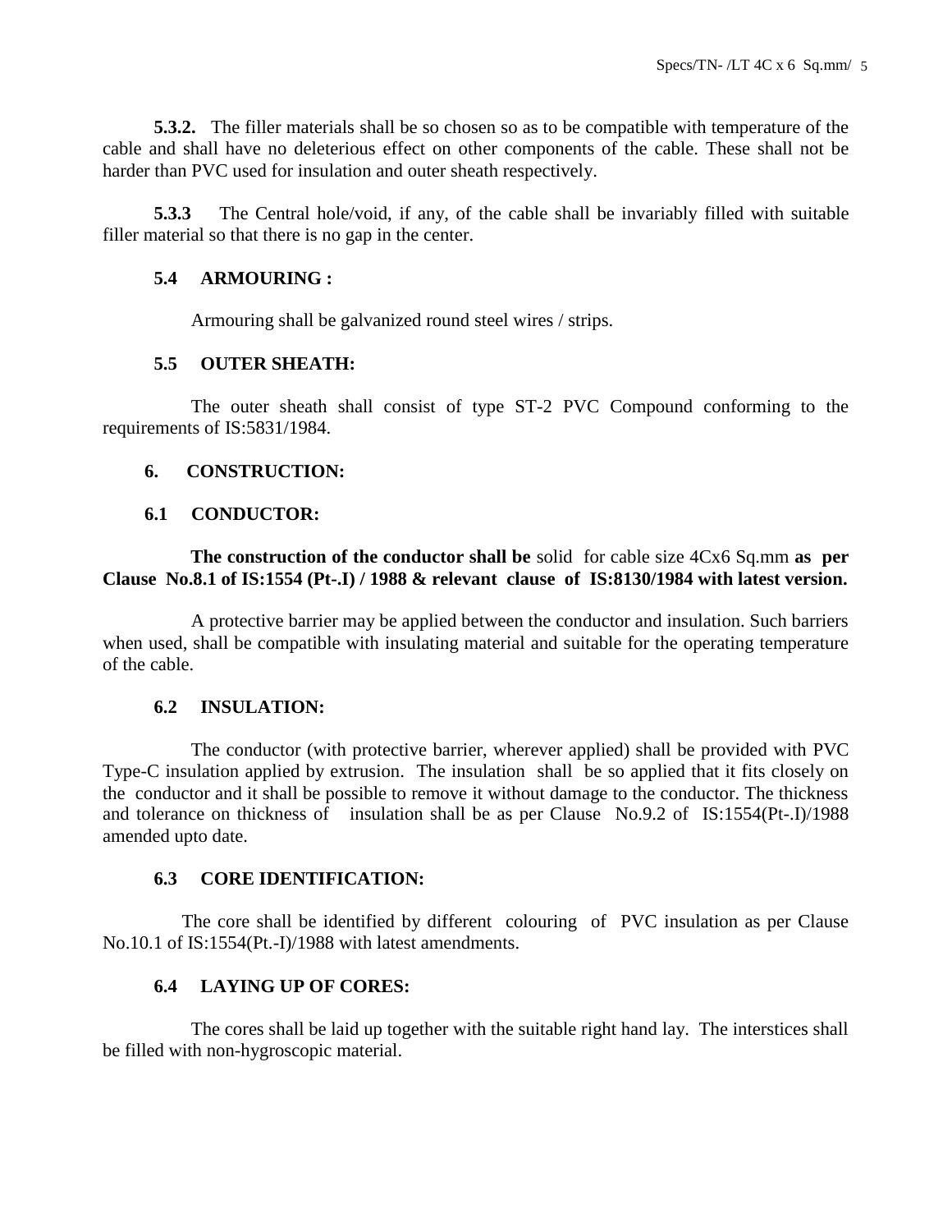**5.3.2.** The filler materials shall be so chosen so as to be compatible with temperature of the cable and shall have no deleterious effect on other components of the cable. These shall not be harder than PVC used for insulation and outer sheath respectively.

**5.3.3** The Central hole/void, if any, of the cable shall be invariably filled with suitable filler material so that there is no gap in the center.

### 5.4 ARMOURING :

Armouring shall be galvanized round steel wires / strips.

### 5.5 OUTER SHEATH:

The outer sheath shall consist of type ST-2 PVC Compound conforming to the requirements of IS:5831/1984.

## 6. CONSTRUCTION:

### 6.1 CONDUCTOR:

**The construction of the conductor shall be** solid for cable size 4Cx6 Sq.mm **as per Clause No.8.1 of IS:1554 (Pt-.I) / 1988 & relevant clause of IS:8130/1984 with latest version.**

A protective barrier may be applied between the conductor and insulation. Such barriers when used, shall be compatible with insulating material and suitable for the operating temperature of the cable.

### 6.2 INSULATION:

The conductor (with protective barrier, wherever applied) shall be provided with PVC Type-C insulation applied by extrusion. The insulation shall be so applied that it fits closely on the conductor and it shall be possible to remove it without damage to the conductor. The thickness and tolerance on thickness of insulation shall be as per Clause No.9.2 of IS:1554(Pt-.I)/1988 amended upto date.

### 6.3 CORE IDENTIFICATION:

The core shall be identified by different colouring of PVC insulation as per Clause No.10.1 of IS:1554(Pt.-I)/1988 with latest amendments.

### 6.4 LAYING UP OF CORES:

The cores shall be laid up together with the suitable right hand lay. The interstices shall be filled with non-hygroscopic material.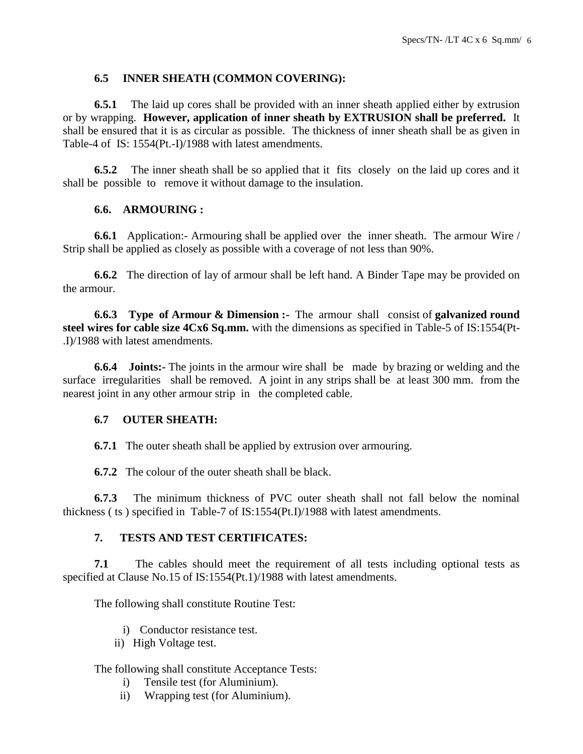## 6.5 INNER SHEATH (COMMON COVERING):

**6.5.1** The laid up cores shall be provided with an inner sheath applied either by extrusion or by wrapping. **However, application of inner sheath by EXTRUSION shall be preferred.** It shall be ensured that it is as circular as possible. The thickness of inner sheath shall be as given in Table-4 of IS: 1554(Pt.-I)/1988 with latest amendments.

**6.5.2** The inner sheath shall be so applied that it fits closely on the laid up cores and it shall be possible to remove it without damage to the insulation.

## 6.6. ARMOURING :

**6.6.1** Application:- Armouring shall be applied over the inner sheath. The armour Wire / Strip shall be applied as closely as possible with a coverage of not less than 90%.

**6.6.2** The direction of lay of armour shall be left hand. A Binder Tape may be provided on the armour.

**6.6.3 Type of Armour & Dimension :-** The armour shall consist of **galvanized round steel wires for cable size 4Cx6 Sq.mm.** with the dimensions as specified in Table-5 of IS:1554(Pt-.I)/1988 with latest amendments.

**6.6.4 Joints:-** The joints in the armour wire shall be made by brazing or welding and the surface irregularities shall be removed. A joint in any strips shall be at least 300 mm. from the nearest joint in any other armour strip in the completed cable.

## 6.7 OUTER SHEATH:

**6.7.1** The outer sheath shall be applied by extrusion over armouring.

**6.7.2** The colour of the outer sheath shall be black.

**6.7.3** The minimum thickness of PVC outer sheath shall not fall below the nominal thickness ( ts ) specified in Table-7 of IS:1554(Pt.I)/1988 with latest amendments.

# 7. TESTS AND TEST CERTIFICATES:

**7.1** The cables should meet the requirement of all tests including optional tests as specified at Clause No.15 of IS:1554(Pt.1)/1988 with latest amendments.

The following shall constitute Routine Test:

i) Conductor resistance test.
ii) High Voltage test.

The following shall constitute Acceptance Tests:

i) Tensile test (for Aluminium).
ii) Wrapping test (for Aluminium).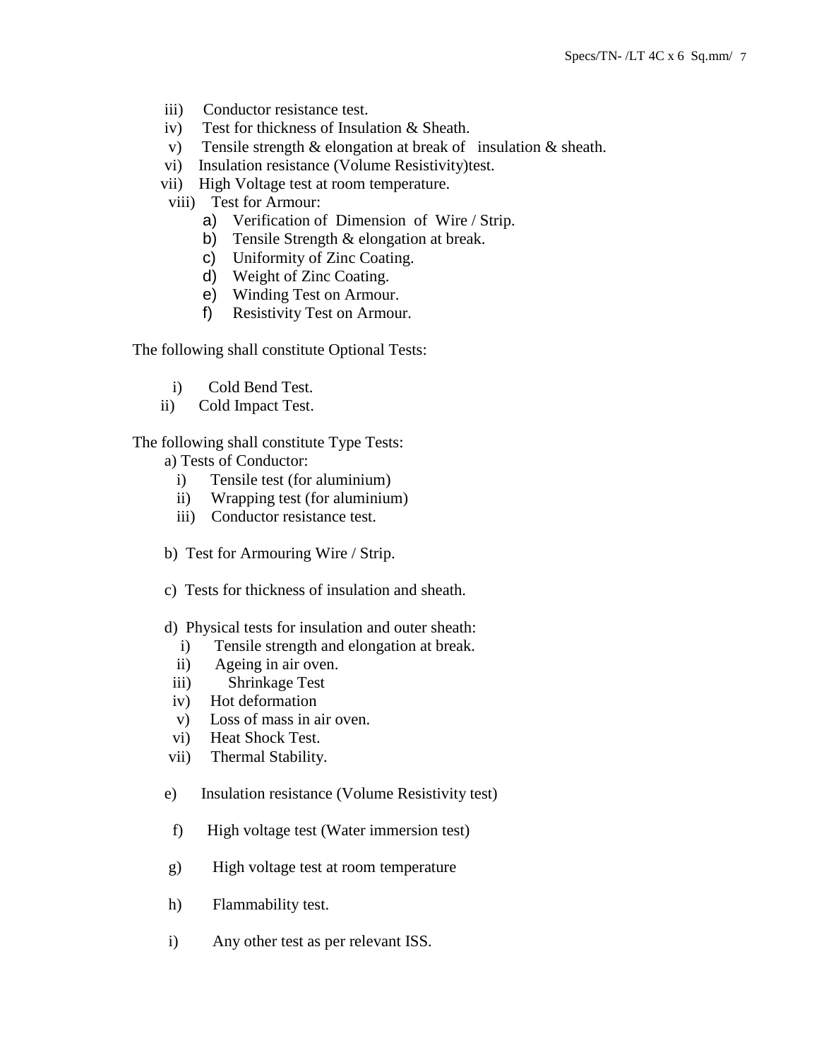iii) Conductor resistance test.
iv) Test for thickness of Insulation & Sheath.
v) Tensile strength & elongation at break of insulation & sheath.
vi) Insulation resistance (Volume Resistivity)test.
vii) High Voltage test at room temperature.
viii) Test for Armour:
   a) Verification of Dimension of Wire / Strip.
   b) Tensile Strength & elongation at break.
   c) Uniformity of Zinc Coating.
   d) Weight of Zinc Coating.
   e) Winding Test on Armour.
   f) Resistivity Test on Armour.

The following shall constitute Optional Tests:

i) Cold Bend Test.
ii) Cold Impact Test.

The following shall constitute Type Tests:

a) Tests of Conductor:
   i) Tensile test (for aluminium)
   ii) Wrapping test (for aluminium)
   iii) Conductor resistance test.

b) Test for Armouring Wire / Strip.

c) Tests for thickness of insulation and sheath.

d) Physical tests for insulation and outer sheath:
   i) Tensile strength and elongation at break.
   ii) Ageing in air oven.
   iii) Shrinkage Test
   iv) Hot deformation
   v) Loss of mass in air oven.
   vi) Heat Shock Test.
   vii) Thermal Stability.

e) Insulation resistance (Volume Resistivity test)

f) High voltage test (Water immersion test)

g) High voltage test at room temperature

h) Flammability test.

i) Any other test as per relevant ISS.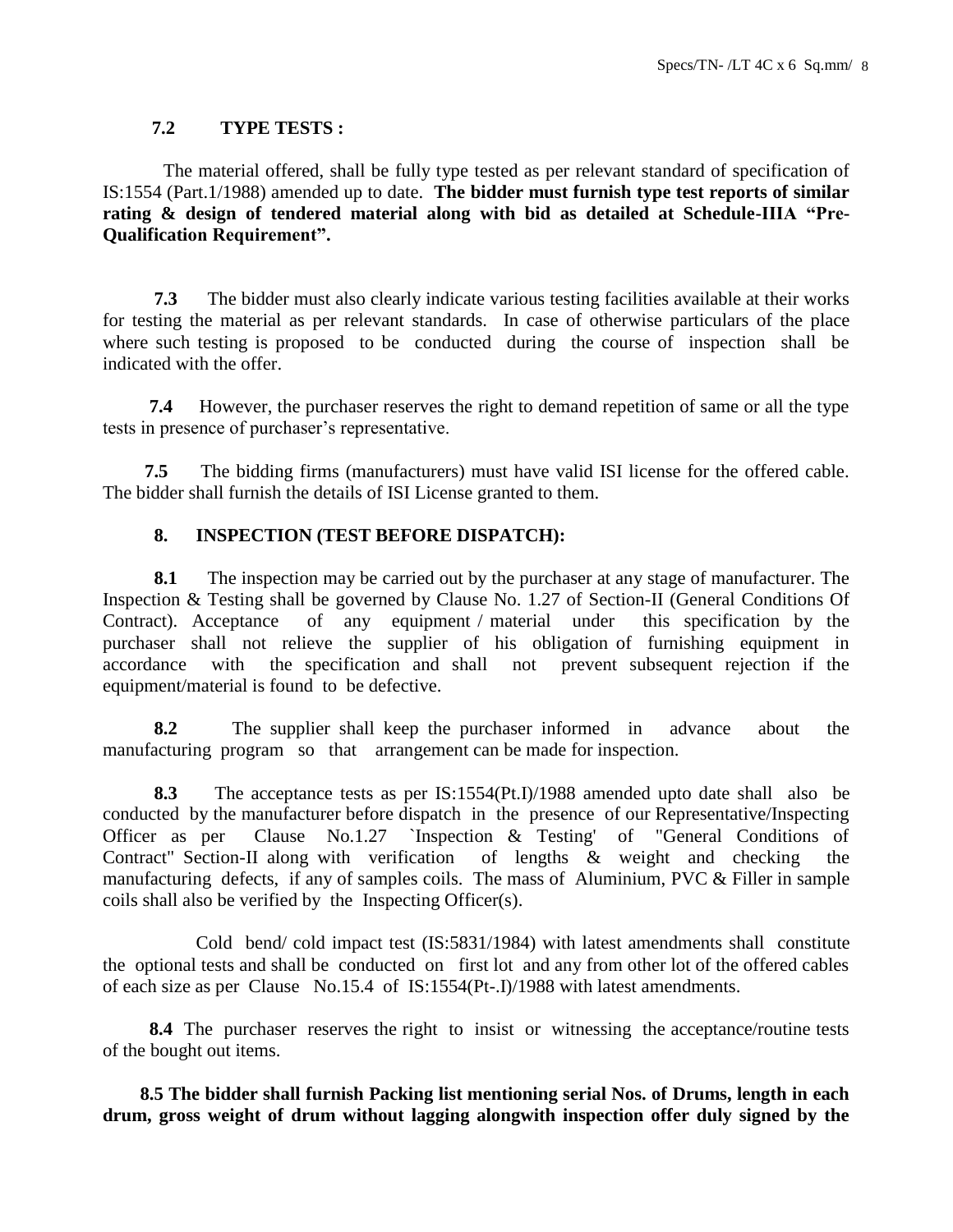### 7.2 TYPE TESTS :

The material offered, shall be fully type tested as per relevant standard of specification of IS:1554 (Part.1/1988) amended up to date. **The bidder must furnish type test reports of similar rating & design of tendered material along with bid as detailed at Schedule-IIIA "Pre-Qualification Requirement".**

**7.3** The bidder must also clearly indicate various testing facilities available at their works for testing the material as per relevant standards. In case of otherwise particulars of the place where such testing is proposed to be conducted during the course of inspection shall be indicated with the offer.

**7.4** However, the purchaser reserves the right to demand repetition of same or all the type tests in presence of purchaser's representative.

**7.5** The bidding firms (manufacturers) must have valid ISI license for the offered cable. The bidder shall furnish the details of ISI License granted to them.

### 8. INSPECTION (TEST BEFORE DISPATCH):

**8.1** The inspection may be carried out by the purchaser at any stage of manufacturer. The Inspection & Testing shall be governed by Clause No. 1.27 of Section-II (General Conditions Of Contract). Acceptance of any equipment / material under this specification by the purchaser shall not relieve the supplier of his obligation of furnishing equipment in accordance with the specification and shall not prevent subsequent rejection if the equipment/material is found to be defective.

**8.2** The supplier shall keep the purchaser informed in advance about the manufacturing program so that arrangement can be made for inspection.

**8.3** The acceptance tests as per IS:1554(Pt.I)/1988 amended upto date shall also be conducted by the manufacturer before dispatch in the presence of our Representative/Inspecting Officer as per Clause No.1.27 `Inspection & Testing' of "General Conditions of Contract" Section-II along with verification of lengths & weight and checking the manufacturing defects, if any of samples coils. The mass of Aluminium, PVC & Filler in sample coils shall also be verified by the Inspecting Officer(s).

Cold bend/ cold impact test (IS:5831/1984) with latest amendments shall constitute the optional tests and shall be conducted on first lot and any from other lot of the offered cables of each size as per Clause No.15.4 of IS:1554(Pt-.I)/1988 with latest amendments.

**8.4** The purchaser reserves the right to insist or witnessing the acceptance/routine tests of the bought out items.

**8.5 The bidder shall furnish Packing list mentioning serial Nos. of Drums, length in each drum, gross weight of drum without lagging alongwith inspection offer duly signed by the**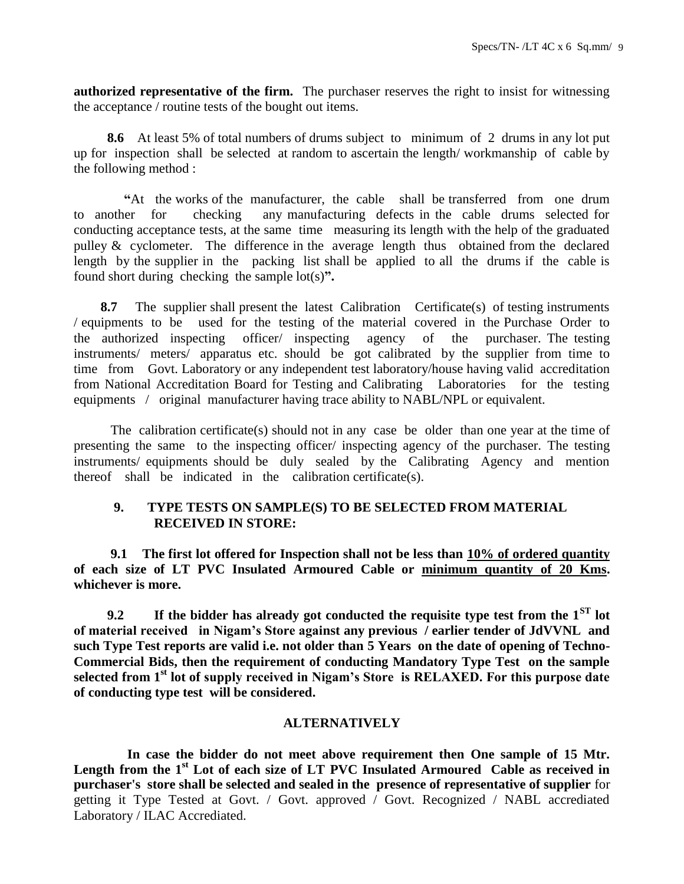**authorized representative of the firm.** The purchaser reserves the right to insist for witnessing the acceptance / routine tests of the bought out items.

**8.6** At least 5% of total numbers of drums subject to minimum of 2 drums in any lot put up for inspection shall be selected at random to ascertain the length/ workmanship of cable by the following method :

"At the works of the manufacturer, the cable shall be transferred from one drum to another for checking any manufacturing defects in the cable drums selected for conducting acceptance tests, at the same time measuring its length with the help of the graduated pulley & cyclometer. The difference in the average length thus obtained from the declared length by the supplier in the packing list shall be applied to all the drums if the cable is found short during checking the sample lot(s)**".**

**8.7** The supplier shall present the latest Calibration Certificate(s) of testing instruments / equipments to be used for the testing of the material covered in the Purchase Order to the authorized inspecting officer/ inspecting agency of the purchaser. The testing instruments/ meters/ apparatus etc. should be got calibrated by the supplier from time to time from Govt. Laboratory or any independent test laboratory/house having valid accreditation from National Accreditation Board for Testing and Calibrating Laboratories for the testing equipments / original manufacturer having trace ability to NABL/NPL or equivalent.

The calibration certificate(s) should not in any case be older than one year at the time of presenting the same to the inspecting officer/ inspecting agency of the purchaser. The testing instruments/ equipments should be duly sealed by the Calibrating Agency and mention thereof shall be indicated in the calibration certificate(s).

## 9. TYPE TESTS ON SAMPLE(S) TO BE SELECTED FROM MATERIAL RECEIVED IN STORE:

**9.1 The first lot offered for Inspection shall not be less than <u>10% of ordered quantity</u> of each size of LT PVC Insulated Armoured Cable or <u>minimum quantity of 20 Kms</u>. whichever is more.**

**9.2 If the bidder has already got conducted the requisite type test from the 1ST lot of material received in Nigam's Store against any previous / earlier tender of JdVVNL and such Type Test reports are valid i.e. not older than 5 Years on the date of opening of Techno-Commercial Bids, then the requirement of conducting Mandatory Type Test on the sample selected from 1st lot of supply received in Nigam's Store is RELAXED. For this purpose date of conducting type test will be considered.**

**ALTERNATIVELY**

**In case the bidder do not meet above requirement then One sample of 15 Mtr. Length from the 1st Lot of each size of LT PVC Insulated Armoured Cable as received in purchaser's store shall be selected and sealed in the presence of representative of supplier** for getting it Type Tested at Govt. / Govt. approved / Govt. Recognized / NABL accrediated Laboratory / ILAC Accrediated.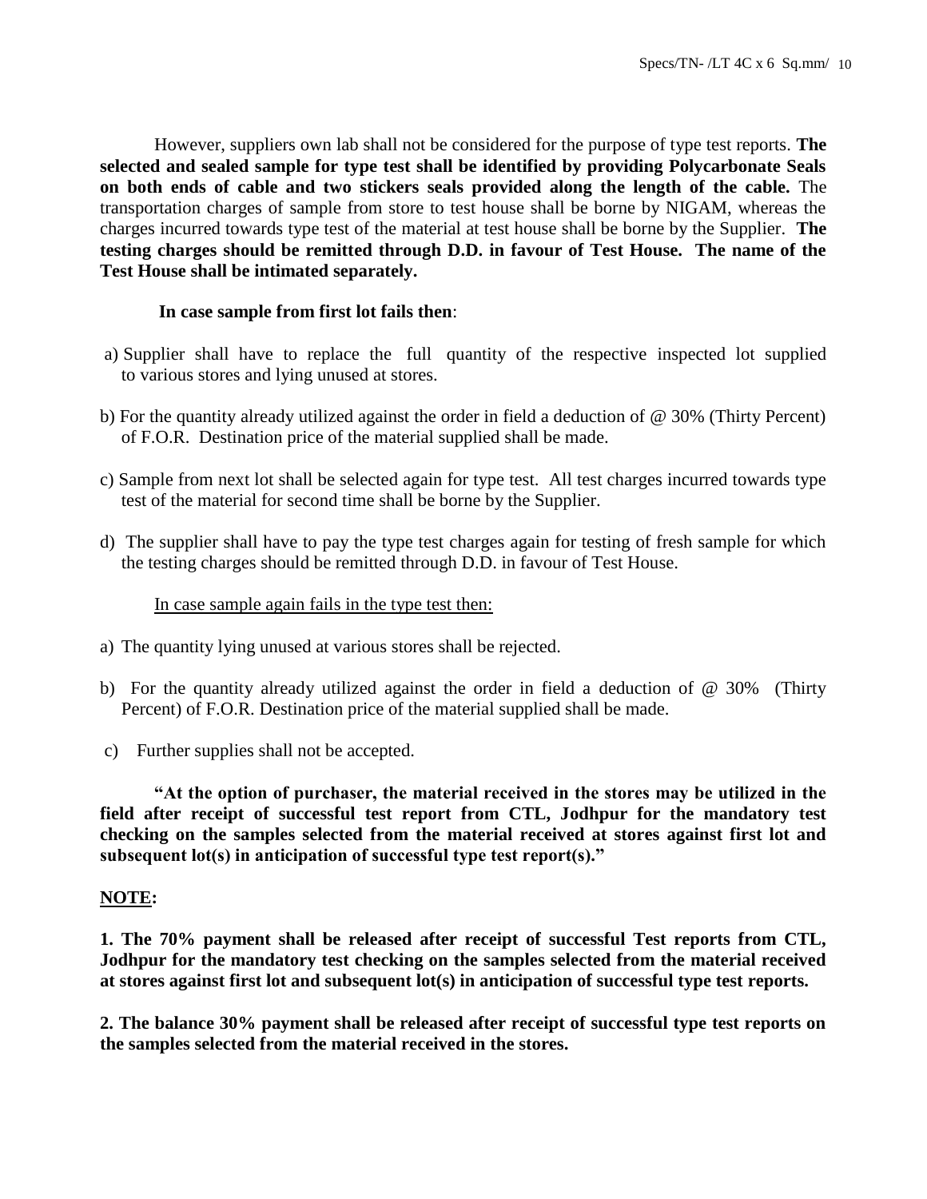However, suppliers own lab shall not be considered for the purpose of type test reports. **The selected and sealed sample for type test shall be identified by providing Polycarbonate Seals on both ends of cable and two stickers seals provided along the length of the cable.** The transportation charges of sample from store to test house shall be borne by NIGAM, whereas the charges incurred towards type test of the material at test house shall be borne by the Supplier. **The testing charges should be remitted through D.D. in favour of Test House. The name of the Test House shall be intimated separately.**

**In case sample from first lot fails then**:

a) Supplier shall have to replace the full quantity of the respective inspected lot supplied to various stores and lying unused at stores.

b) For the quantity already utilized against the order in field a deduction of @ 30% (Thirty Percent) of F.O.R. Destination price of the material supplied shall be made.

c) Sample from next lot shall be selected again for type test. All test charges incurred towards type test of the material for second time shall be borne by the Supplier.

d) The supplier shall have to pay the type test charges again for testing of fresh sample for which the testing charges should be remitted through D.D. in favour of Test House.

In case sample again fails in the type test then:

a) The quantity lying unused at various stores shall be rejected.

b) For the quantity already utilized against the order in field a deduction of @ 30% (Thirty Percent) of F.O.R. Destination price of the material supplied shall be made.

c) Further supplies shall not be accepted.

**"At the option of purchaser, the material received in the stores may be utilized in the field after receipt of successful test report from CTL, Jodhpur for the mandatory test checking on the samples selected from the material received at stores against first lot and subsequent lot(s) in anticipation of successful type test report(s)."**

**NOTE:**

**1. The 70% payment shall be released after receipt of successful Test reports from CTL, Jodhpur for the mandatory test checking on the samples selected from the material received at stores against first lot and subsequent lot(s) in anticipation of successful type test reports.**

**2. The balance 30% payment shall be released after receipt of successful type test reports on the samples selected from the material received in the stores.**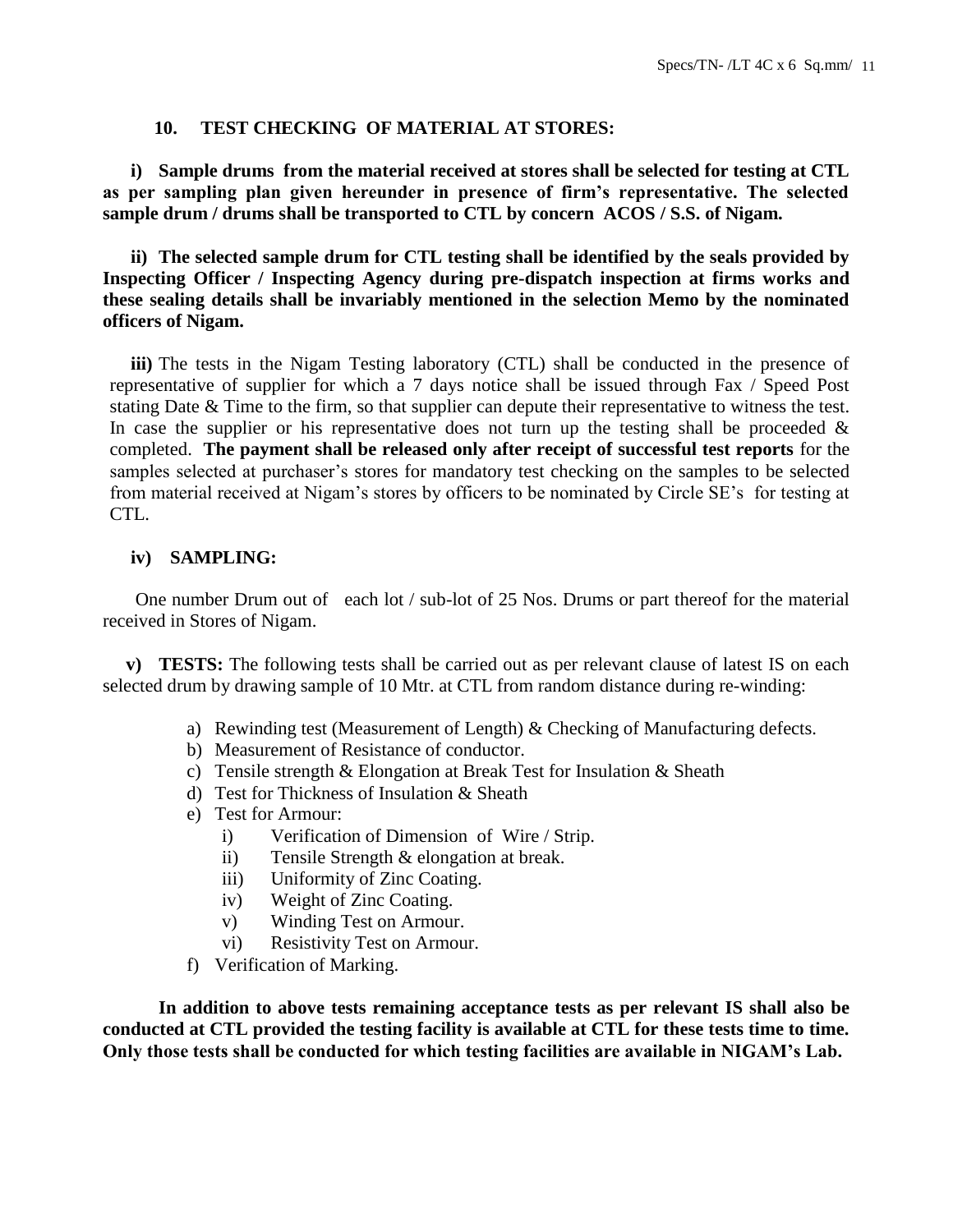## 10. TEST CHECKING OF MATERIAL AT STORES:

**i) Sample drums from the material received at stores shall be selected for testing at CTL as per sampling plan given hereunder in presence of firm's representative. The selected sample drum / drums shall be transported to CTL by concern ACOS / S.S. of Nigam.**

**ii) The selected sample drum for CTL testing shall be identified by the seals provided by Inspecting Officer / Inspecting Agency during pre-dispatch inspection at firms works and these sealing details shall be invariably mentioned in the selection Memo by the nominated officers of Nigam.**

**iii)** The tests in the Nigam Testing laboratory (CTL) shall be conducted in the presence of representative of supplier for which a 7 days notice shall be issued through Fax / Speed Post stating Date & Time to the firm, so that supplier can depute their representative to witness the test. In case the supplier or his representative does not turn up the testing shall be proceeded & completed. **The payment shall be released only after receipt of successful test reports** for the samples selected at purchaser's stores for mandatory test checking on the samples to be selected from material received at Nigam's stores by officers to be nominated by Circle SE's for testing at CTL.

**iv) SAMPLING:**

One number Drum out of each lot / sub-lot of 25 Nos. Drums or part thereof for the material received in Stores of Nigam.

**v) TESTS:** The following tests shall be carried out as per relevant clause of latest IS on each selected drum by drawing sample of 10 Mtr. at CTL from random distance during re-winding:

a) Rewinding test (Measurement of Length) & Checking of Manufacturing defects.
b) Measurement of Resistance of conductor.
c) Tensile strength & Elongation at Break Test for Insulation & Sheath
d) Test for Thickness of Insulation & Sheath
e) Test for Armour:
   i) Verification of Dimension of Wire / Strip.
   ii) Tensile Strength & elongation at break.
   iii) Uniformity of Zinc Coating.
   iv) Weight of Zinc Coating.
   v) Winding Test on Armour.
   vi) Resistivity Test on Armour.
f) Verification of Marking.

**In addition to above tests remaining acceptance tests as per relevant IS shall also be conducted at CTL provided the testing facility is available at CTL for these tests time to time. Only those tests shall be conducted for which testing facilities are available in NIGAM's Lab.**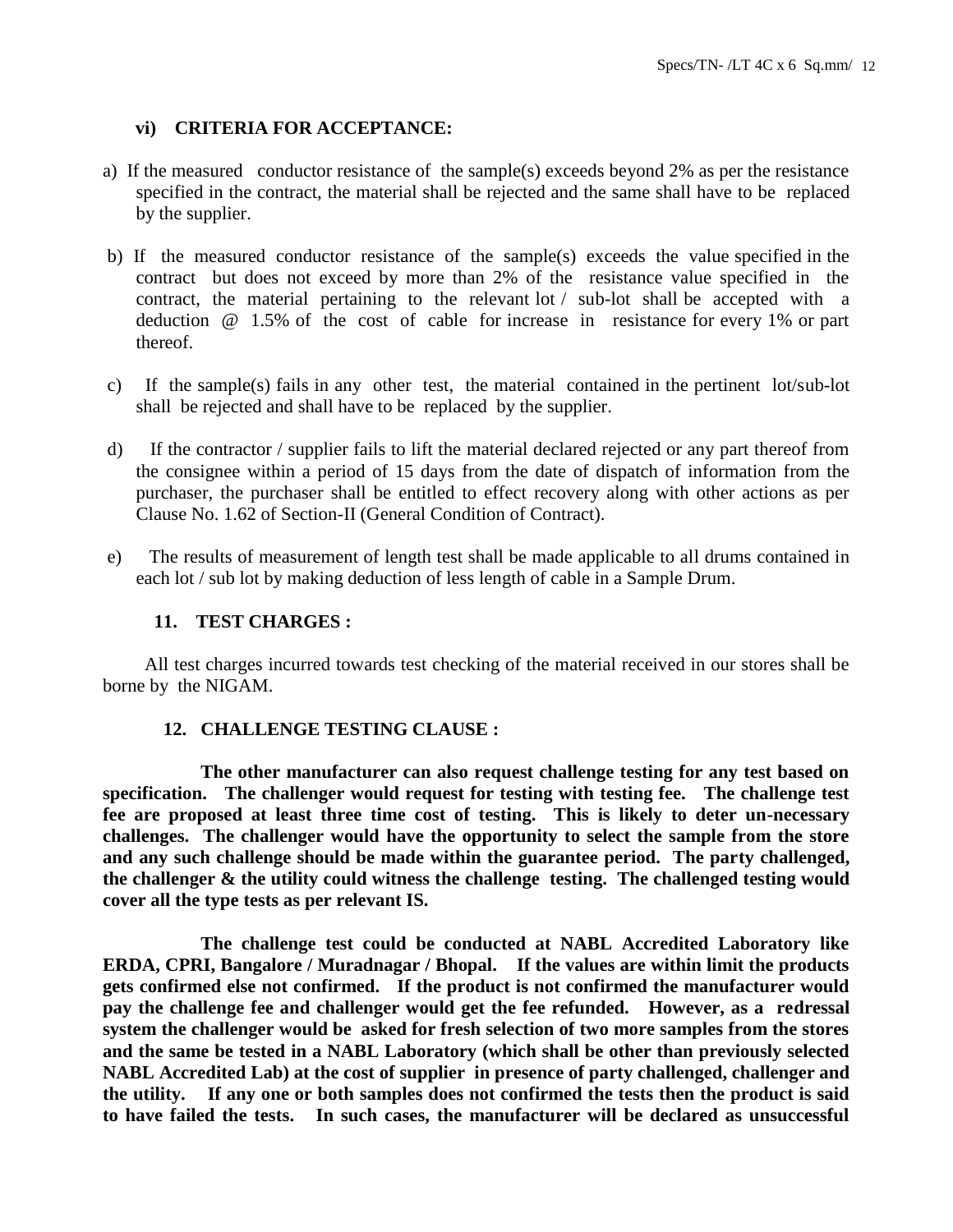### vi) CRITERIA FOR ACCEPTANCE:

a) If the measured conductor resistance of the sample(s) exceeds beyond 2% as per the resistance specified in the contract, the material shall be rejected and the same shall have to be replaced by the supplier.

b) If the measured conductor resistance of the sample(s) exceeds the value specified in the contract but does not exceed by more than 2% of the resistance value specified in the contract, the material pertaining to the relevant lot / sub-lot shall be accepted with a deduction @ 1.5% of the cost of cable for increase in resistance for every 1% or part thereof.

c) If the sample(s) fails in any other test, the material contained in the pertinent lot/sub-lot shall be rejected and shall have to be replaced by the supplier.

d) If the contractor / supplier fails to lift the material declared rejected or any part thereof from the consignee within a period of 15 days from the date of dispatch of information from the purchaser, the purchaser shall be entitled to effect recovery along with other actions as per Clause No. 1.62 of Section-II (General Condition of Contract).

e) The results of measurement of length test shall be made applicable to all drums contained in each lot / sub lot by making deduction of less length of cable in a Sample Drum.

### 11. TEST CHARGES :

All test charges incurred towards test checking of the material received in our stores shall be borne by the NIGAM.

### 12. CHALLENGE TESTING CLAUSE :

**The other manufacturer can also request challenge testing for any test based on specification. The challenger would request for testing with testing fee. The challenge test fee are proposed at least three time cost of testing. This is likely to deter un-necessary challenges. The challenger would have the opportunity to select the sample from the store and any such challenge should be made within the guarantee period. The party challenged, the challenger & the utility could witness the challenge testing. The challenged testing would cover all the type tests as per relevant IS.**

**The challenge test could be conducted at NABL Accredited Laboratory like ERDA, CPRI, Bangalore / Muradnagar / Bhopal. If the values are within limit the products gets confirmed else not confirmed. If the product is not confirmed the manufacturer would pay the challenge fee and challenger would get the fee refunded. However, as a redressal system the challenger would be asked for fresh selection of two more samples from the stores and the same be tested in a NABL Laboratory (which shall be other than previously selected NABL Accredited Lab) at the cost of supplier in presence of party challenged, challenger and the utility. If any one or both samples does not confirmed the tests then the product is said to have failed the tests. In such cases, the manufacturer will be declared as unsuccessful**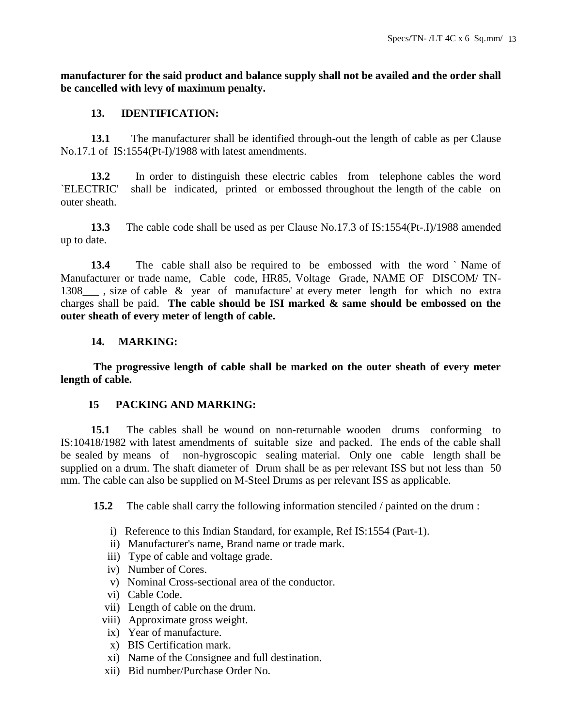**manufacturer for the said product and balance supply shall not be availed and the order shall be cancelled with levy of maximum penalty.**

## 13. IDENTIFICATION:

**13.1** The manufacturer shall be identified through-out the length of cable as per Clause No.17.1 of IS:1554(Pt-I)/1988 with latest amendments.

**13.2** In order to distinguish these electric cables from telephone cables the word `ELECTRIC' shall be indicated, printed or embossed throughout the length of the cable on outer sheath.

**13.3** The cable code shall be used as per Clause No.17.3 of IS:1554(Pt-.I)/1988 amended up to date.

**13.4** The cable shall also be required to be embossed with the word ` Name of Manufacturer or trade name, Cable code, HR85, Voltage Grade, NAME OF DISCOM/ TN-1308___ , size of cable & year of manufacture' at every meter length for which no extra charges shall be paid. **The cable should be ISI marked & same should be embossed on the outer sheath of every meter of length of cable.**

## 14. MARKING:

**The progressive length of cable shall be marked on the outer sheath of every meter length of cable.**

## 15 PACKING AND MARKING:

**15.1** The cables shall be wound on non-returnable wooden drums conforming to IS:10418/1982 with latest amendments of suitable size and packed. The ends of the cable shall be sealed by means of non-hygroscopic sealing material. Only one cable length shall be supplied on a drum. The shaft diameter of Drum shall be as per relevant ISS but not less than 50 mm. The cable can also be supplied on M-Steel Drums as per relevant ISS as applicable.

**15.2** The cable shall carry the following information stenciled / painted on the drum :

i) Reference to this Indian Standard, for example, Ref IS:1554 (Part-1).
ii) Manufacturer's name, Brand name or trade mark.
iii) Type of cable and voltage grade.
iv) Number of Cores.
v) Nominal Cross-sectional area of the conductor.
vi) Cable Code.
vii) Length of cable on the drum.
viii) Approximate gross weight.
ix) Year of manufacture.
x) BIS Certification mark.
xi) Name of the Consignee and full destination.
xii) Bid number/Purchase Order No.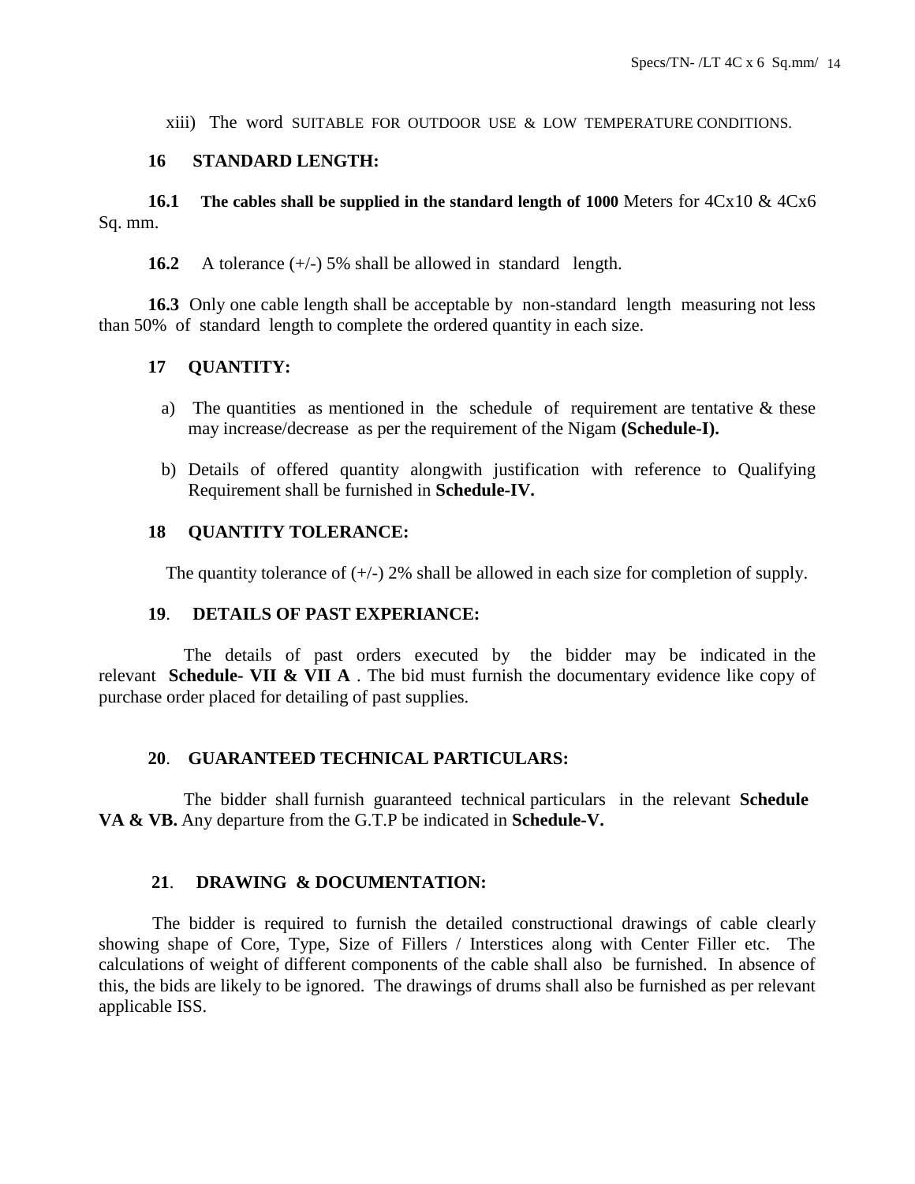xiii) The word SUITABLE FOR OUTDOOR USE & LOW TEMPERATURE CONDITIONS.

## 16 STANDARD LENGTH:

**16.1 The cables shall be supplied in the standard length of 1000** Meters for 4Cx10 & 4Cx6 Sq. mm.

**16.2** A tolerance (+/-) 5% shall be allowed in standard length.

**16.3** Only one cable length shall be acceptable by non-standard length measuring not less than 50% of standard length to complete the ordered quantity in each size.

## 17 QUANTITY:

a) The quantities as mentioned in the schedule of requirement are tentative & these may increase/decrease as per the requirement of the Nigam **(Schedule-I).**

b) Details of offered quantity alongwith justification with reference to Qualifying Requirement shall be furnished in **Schedule-IV.**

## 18 QUANTITY TOLERANCE:

The quantity tolerance of (+/-) 2% shall be allowed in each size for completion of supply.

## 19. DETAILS OF PAST EXPERIANCE:

The details of past orders executed by the bidder may be indicated in the relevant **Schedule- VII & VII A** . The bid must furnish the documentary evidence like copy of purchase order placed for detailing of past supplies.

## 20. GUARANTEED TECHNICAL PARTICULARS:

The bidder shall furnish guaranteed technical particulars in the relevant **Schedule VA & VB.** Any departure from the G.T.P be indicated in **Schedule-V.**

## 21. DRAWING & DOCUMENTATION:

The bidder is required to furnish the detailed constructional drawings of cable clearly showing shape of Core, Type, Size of Fillers / Interstices along with Center Filler etc. The calculations of weight of different components of the cable shall also be furnished. In absence of this, the bids are likely to be ignored. The drawings of drums shall also be furnished as per relevant applicable ISS.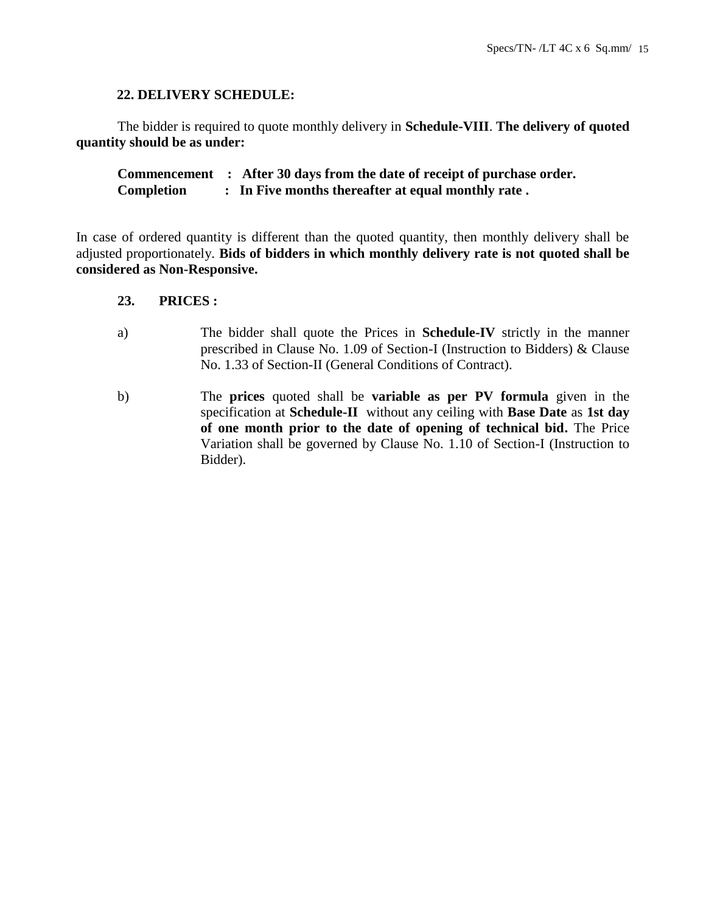**22. DELIVERY SCHEDULE:**

The bidder is required to quote monthly delivery in **Schedule-VIII**. **The delivery of quoted quantity should be as under:**

**Commencement : After 30 days from the date of receipt of purchase order.**
**Completion : In Five months thereafter at equal monthly rate .**

In case of ordered quantity is different than the quoted quantity, then monthly delivery shall be adjusted proportionately. **Bids of bidders in which monthly delivery rate is not quoted shall be considered as Non-Responsive.**

**23. PRICES :**

a) The bidder shall quote the Prices in **Schedule-IV** strictly in the manner prescribed in Clause No. 1.09 of Section-I (Instruction to Bidders) & Clause No. 1.33 of Section-II (General Conditions of Contract).

b) The **prices** quoted shall be **variable as per PV formula** given in the specification at **Schedule-II** without any ceiling with **Base Date** as **1st day of one month prior to the date of opening of technical bid.** The Price Variation shall be governed by Clause No. 1.10 of Section-I (Instruction to Bidder).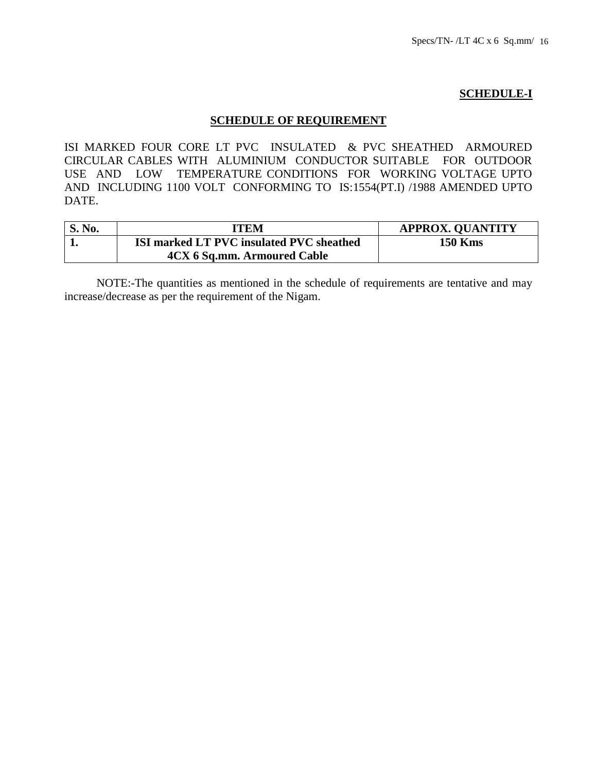## SCHEDULE-I

## SCHEDULE OF REQUIREMENT

ISI MARKED FOUR CORE LT PVC INSULATED & PVC SHEATHED ARMOURED CIRCULAR CABLES WITH ALUMINIUM CONDUCTOR SUITABLE FOR OUTDOOR USE AND LOW TEMPERATURE CONDITIONS FOR WORKING VOLTAGE UPTO AND INCLUDING 1100 VOLT CONFORMING TO IS:1554(PT.I) /1988 AMENDED UPTO DATE.

| S. No. | ITEM | APPROX. QUANTITY |
|---|---|---|
| **1.** | **ISI marked LT PVC insulated PVC sheathed 4CX 6 Sq.mm. Armoured Cable** | **150 Kms** |

NOTE:-The quantities as mentioned in the schedule of requirements are tentative and may increase/decrease as per the requirement of the Nigam.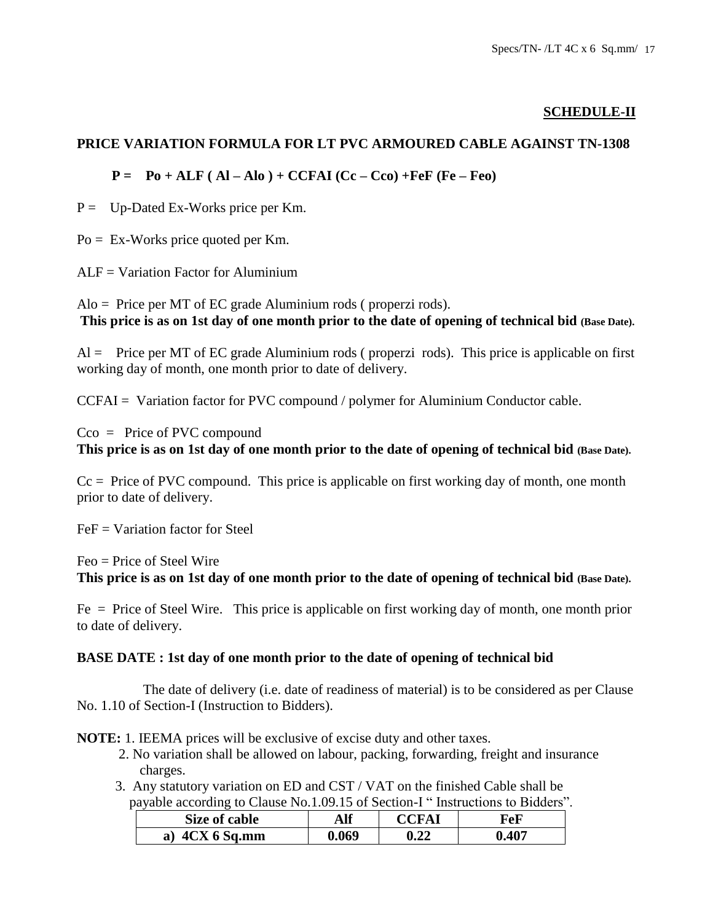**SCHEDULE-II**

**PRICE VARIATION FORMULA FOR LT PVC ARMOURED CABLE AGAINST TN-1308**

$$P = Po + ALF ( Al – Alo ) + CCFAI (Cc – Cco) + FeF (Fe – Feo)$$

P = Up-Dated Ex-Works price per Km.

Po = Ex-Works price quoted per Km.

ALF = Variation Factor for Aluminium

Alo = Price per MT of EC grade Aluminium rods ( properzi rods).
**This price is as on 1st day of one month prior to the date of opening of technical bid (Base Date).**

Al = Price per MT of EC grade Aluminium rods ( properzi rods). This price is applicable on first working day of month, one month prior to date of delivery.

CCFAI = Variation factor for PVC compound / polymer for Aluminium Conductor cable.

Cco = Price of PVC compound
**This price is as on 1st day of one month prior to the date of opening of technical bid (Base Date).**

Cc = Price of PVC compound. This price is applicable on first working day of month, one month prior to date of delivery.

FeF = Variation factor for Steel

Feo = Price of Steel Wire
**This price is as on 1st day of one month prior to the date of opening of technical bid (Base Date).**

Fe = Price of Steel Wire. This price is applicable on first working day of month, one month prior to date of delivery.

**BASE DATE : 1st day of one month prior to the date of opening of technical bid**

The date of delivery (i.e. date of readiness of material) is to be considered as per Clause No. 1.10 of Section-I (Instruction to Bidders).

**NOTE:** 1. IEEMA prices will be exclusive of excise duty and other taxes.
2. No variation shall be allowed on labour, packing, forwarding, freight and insurance charges.
3. Any statutory variation on ED and CST / VAT on the finished Cable shall be payable according to Clause No.1.09.15 of Section-I " Instructions to Bidders".

| Size of cable | Alf | CCFAI | FeF |
|---|---|---|---|
| a) 4CX 6 Sq.mm | 0.069 | 0.22 | 0.407 |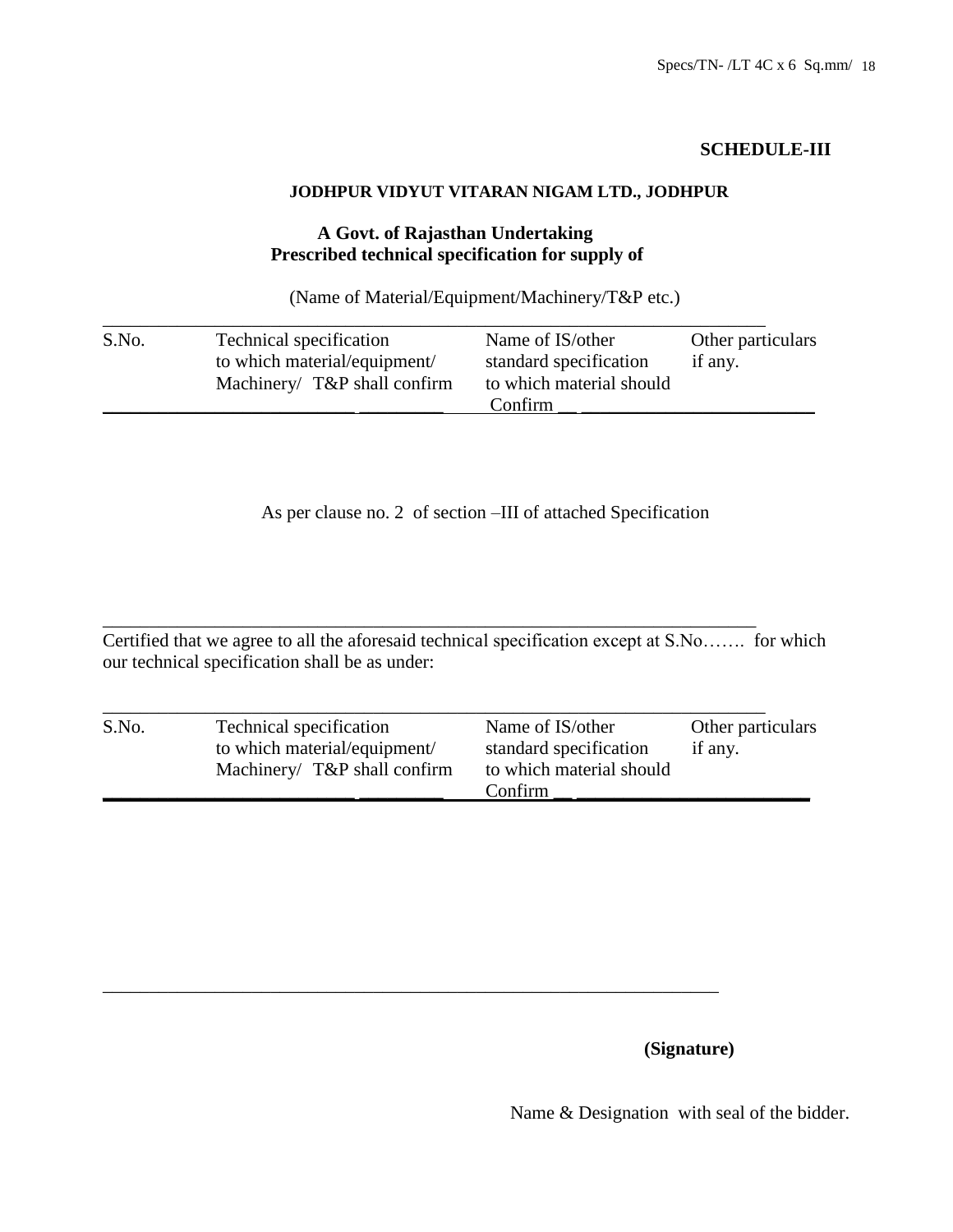**SCHEDULE-III**

**JODHPUR VIDYUT VITARAN NIGAM LTD., JODHPUR**

**A Govt. of Rajasthan Undertaking**
**Prescribed technical specification for supply of**

(Name of Material/Equipment/Machinery/T&P etc.)

| S.No. | Technical specification to which material/equipment/ Machinery/ T&P shall confirm | Name of IS/other standard specification to which material should Confirm | Other particulars if any. |
|---|---|---|---|

As per clause no. 2 of section –III of attached Specification

Certified that we agree to all the aforesaid technical specification except at S.No……. for which our technical specification shall be as under:

| S.No. | Technical specification to which material/equipment/ Machinery/ T&P shall confirm | Name of IS/other standard specification to which material should Confirm | Other particulars if any. |
|---|---|---|---|

**(Signature)**

Name & Designation with seal of the bidder.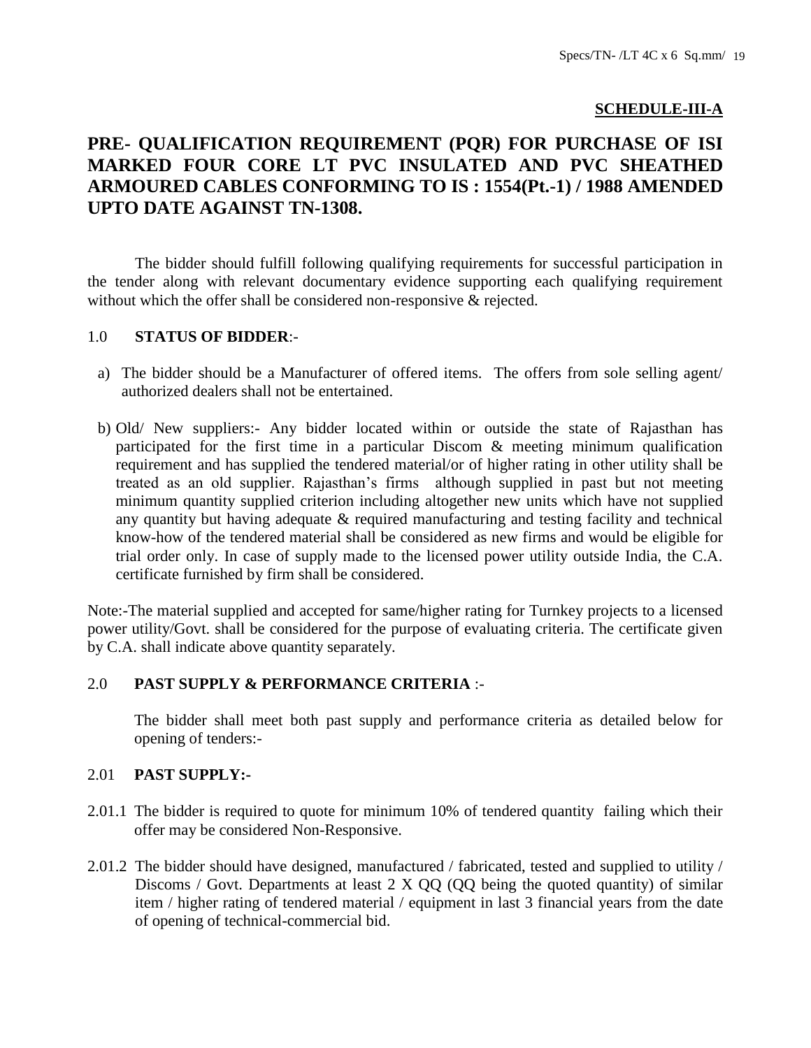**SCHEDULE-III-A**

# PRE- QUALIFICATION REQUIREMENT (PQR) FOR PURCHASE OF ISI MARKED FOUR CORE LT PVC INSULATED AND PVC SHEATHED ARMOURED CABLES CONFORMING TO IS : 1554(Pt.-1) / 1988 AMENDED UPTO DATE AGAINST TN-1308.

The bidder should fulfill following qualifying requirements for successful participation in the tender along with relevant documentary evidence supporting each qualifying requirement without which the offer shall be considered non-responsive & rejected.

## 1.0 STATUS OF BIDDER:-

a) The bidder should be a Manufacturer of offered items. The offers from sole selling agent/ authorized dealers shall not be entertained.

b) Old/ New suppliers:- Any bidder located within or outside the state of Rajasthan has participated for the first time in a particular Discom & meeting minimum qualification requirement and has supplied the tendered material/or of higher rating in other utility shall be treated as an old supplier. Rajasthan's firms although supplied in past but not meeting minimum quantity supplied criterion including altogether new units which have not supplied any quantity but having adequate & required manufacturing and testing facility and technical know-how of the tendered material shall be considered as new firms and would be eligible for trial order only. In case of supply made to the licensed power utility outside India, the C.A. certificate furnished by firm shall be considered.

Note:-The material supplied and accepted for same/higher rating for Turnkey projects to a licensed power utility/Govt. shall be considered for the purpose of evaluating criteria. The certificate given by C.A. shall indicate above quantity separately.

## 2.0 PAST SUPPLY & PERFORMANCE CRITERIA :-

The bidder shall meet both past supply and performance criteria as detailed below for opening of tenders:-

### 2.01 PAST SUPPLY:-

2.01.1 The bidder is required to quote for minimum 10% of tendered quantity failing which their offer may be considered Non-Responsive.

2.01.2 The bidder should have designed, manufactured / fabricated, tested and supplied to utility / Discoms / Govt. Departments at least 2 X QQ (QQ being the quoted quantity) of similar item / higher rating of tendered material / equipment in last 3 financial years from the date of opening of technical-commercial bid.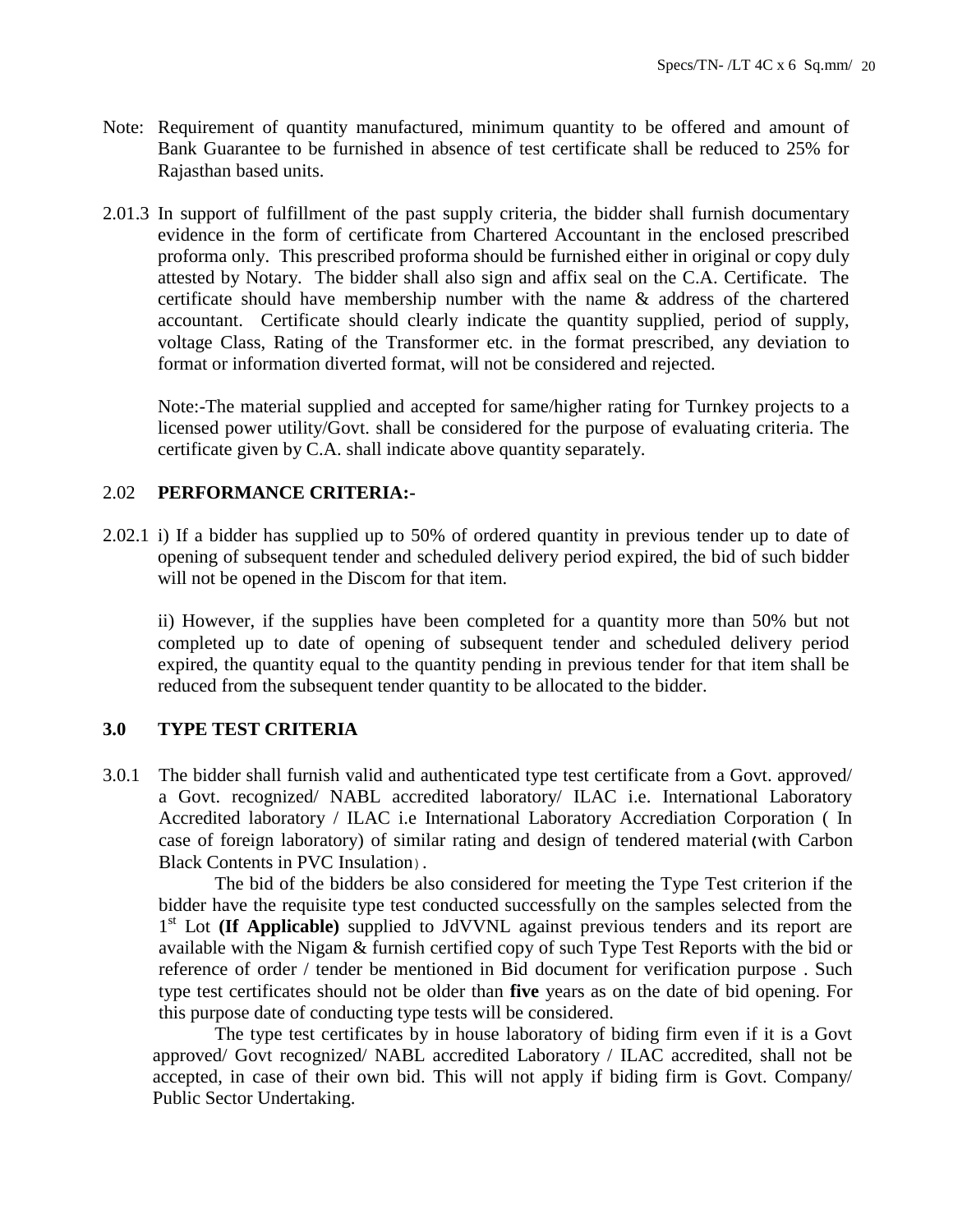Note: Requirement of quantity manufactured, minimum quantity to be offered and amount of Bank Guarantee to be furnished in absence of test certificate shall be reduced to 25% for Rajasthan based units.

2.01.3 In support of fulfillment of the past supply criteria, the bidder shall furnish documentary evidence in the form of certificate from Chartered Accountant in the enclosed prescribed proforma only. This prescribed proforma should be furnished either in original or copy duly attested by Notary. The bidder shall also sign and affix seal on the C.A. Certificate. The certificate should have membership number with the name & address of the chartered accountant. Certificate should clearly indicate the quantity supplied, period of supply, voltage Class, Rating of the Transformer etc. in the format prescribed, any deviation to format or information diverted format, will not be considered and rejected.

Note:-The material supplied and accepted for same/higher rating for Turnkey projects to a licensed power utility/Govt. shall be considered for the purpose of evaluating criteria. The certificate given by C.A. shall indicate above quantity separately.

## 2.02 PERFORMANCE CRITERIA:-

2.02.1 i) If a bidder has supplied up to 50% of ordered quantity in previous tender up to date of opening of subsequent tender and scheduled delivery period expired, the bid of such bidder will not be opened in the Discom for that item.

ii) However, if the supplies have been completed for a quantity more than 50% but not completed up to date of opening of subsequent tender and scheduled delivery period expired, the quantity equal to the quantity pending in previous tender for that item shall be reduced from the subsequent tender quantity to be allocated to the bidder.

## 3.0 TYPE TEST CRITERIA

3.0.1 The bidder shall furnish valid and authenticated type test certificate from a Govt. approved/ a Govt. recognized/ NABL accredited laboratory/ ILAC i.e. International Laboratory Accredited laboratory / ILAC i.e International Laboratory Accrediation Corporation ( In case of foreign laboratory) of similar rating and design of tendered material (with Carbon Black Contents in PVC Insulation) .

The bid of the bidders be also considered for meeting the Type Test criterion if the bidder have the requisite type test conducted successfully on the samples selected from the 1st Lot **(If Applicable)** supplied to JdVVNL against previous tenders and its report are available with the Nigam & furnish certified copy of such Type Test Reports with the bid or reference of order / tender be mentioned in Bid document for verification purpose . Such type test certificates should not be older than **five** years as on the date of bid opening. For this purpose date of conducting type tests will be considered.

The type test certificates by in house laboratory of biding firm even if it is a Govt approved/ Govt recognized/ NABL accredited Laboratory / ILAC accredited, shall not be accepted, in case of their own bid. This will not apply if biding firm is Govt. Company/ Public Sector Undertaking.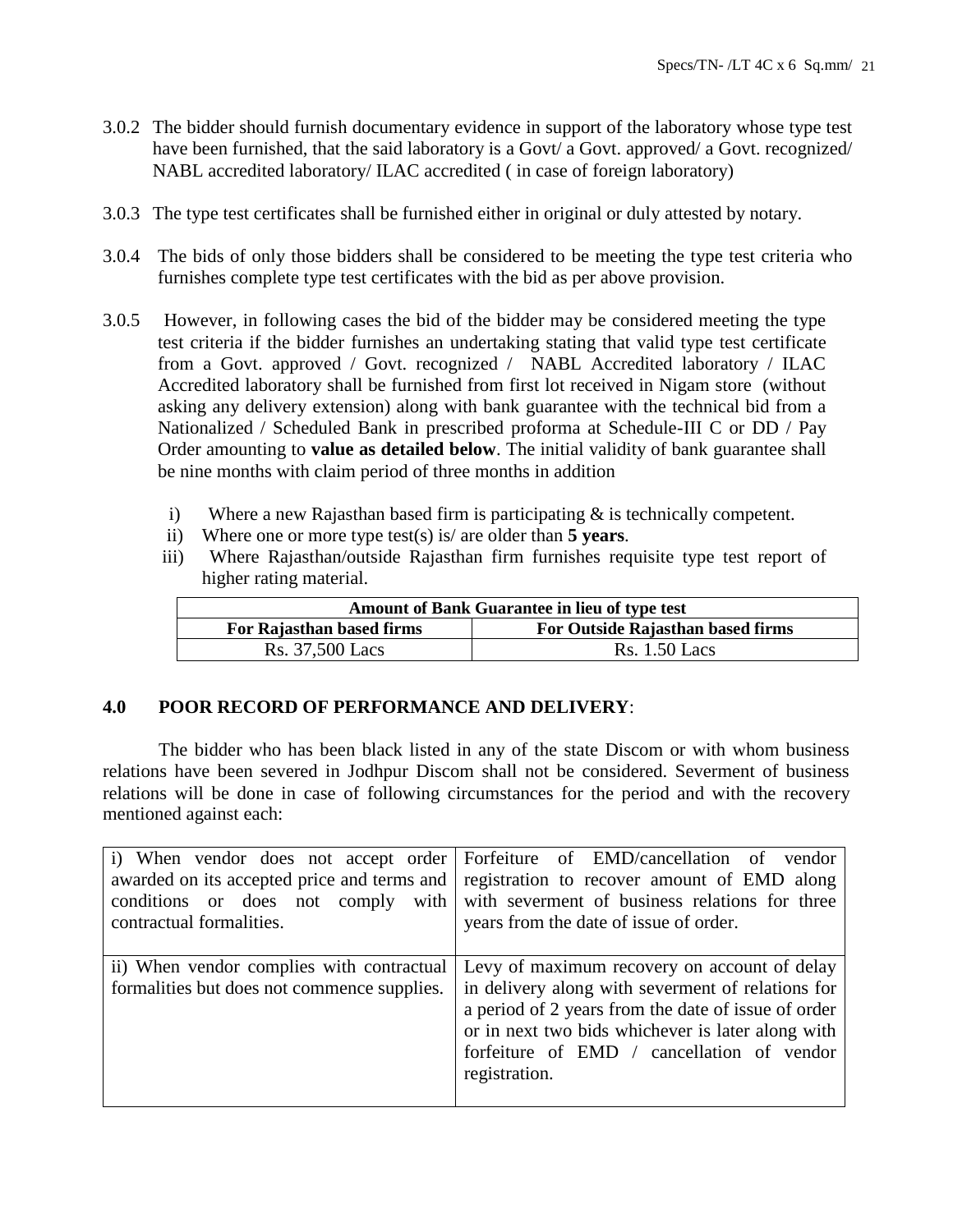3.0.2 The bidder should furnish documentary evidence in support of the laboratory whose type test have been furnished, that the said laboratory is a Govt/ a Govt. approved/ a Govt. recognized/ NABL accredited laboratory/ ILAC accredited ( in case of foreign laboratory)

3.0.3 The type test certificates shall be furnished either in original or duly attested by notary.

3.0.4 The bids of only those bidders shall be considered to be meeting the type test criteria who furnishes complete type test certificates with the bid as per above provision.

3.0.5 However, in following cases the bid of the bidder may be considered meeting the type test criteria if the bidder furnishes an undertaking stating that valid type test certificate from a Govt. approved / Govt. recognized / NABL Accredited laboratory / ILAC Accredited laboratory shall be furnished from first lot received in Nigam store (without asking any delivery extension) along with bank guarantee with the technical bid from a Nationalized / Scheduled Bank in prescribed proforma at Schedule-III C or DD / Pay Order amounting to **value as detailed below**. The initial validity of bank guarantee shall be nine months with claim period of three months in addition

i) Where a new Rajasthan based firm is participating & is technically competent.

ii) Where one or more type test(s) is/ are older than **5 years**.

iii) Where Rajasthan/outside Rajasthan firm furnishes requisite type test report of higher rating material.

| **Amount of Bank Guarantee in lieu of type test** | |
|---|---|
| **For Rajasthan based firms** | **For Outside Rajasthan based firms** |
| Rs. 37,500 Lacs | Rs. 1.50 Lacs |

## 4.0 POOR RECORD OF PERFORMANCE AND DELIVERY:

The bidder who has been black listed in any of the state Discom or with whom business relations have been severed in Jodhpur Discom shall not be considered. Severment of business relations will be done in case of following circumstances for the period and with the recovery mentioned against each:

| | |
|---|---|
| i) When vendor does not accept order awarded on its accepted price and terms and conditions or does not comply with contractual formalities. | Forfeiture of EMD/cancellation of vendor registration to recover amount of EMD along with severment of business relations for three years from the date of issue of order. |
| ii) When vendor complies with contractual formalities but does not commence supplies. | Levy of maximum recovery on account of delay in delivery along with severment of relations for a period of 2 years from the date of issue of order or in next two bids whichever is later along with forfeiture of EMD / cancellation of vendor registration. |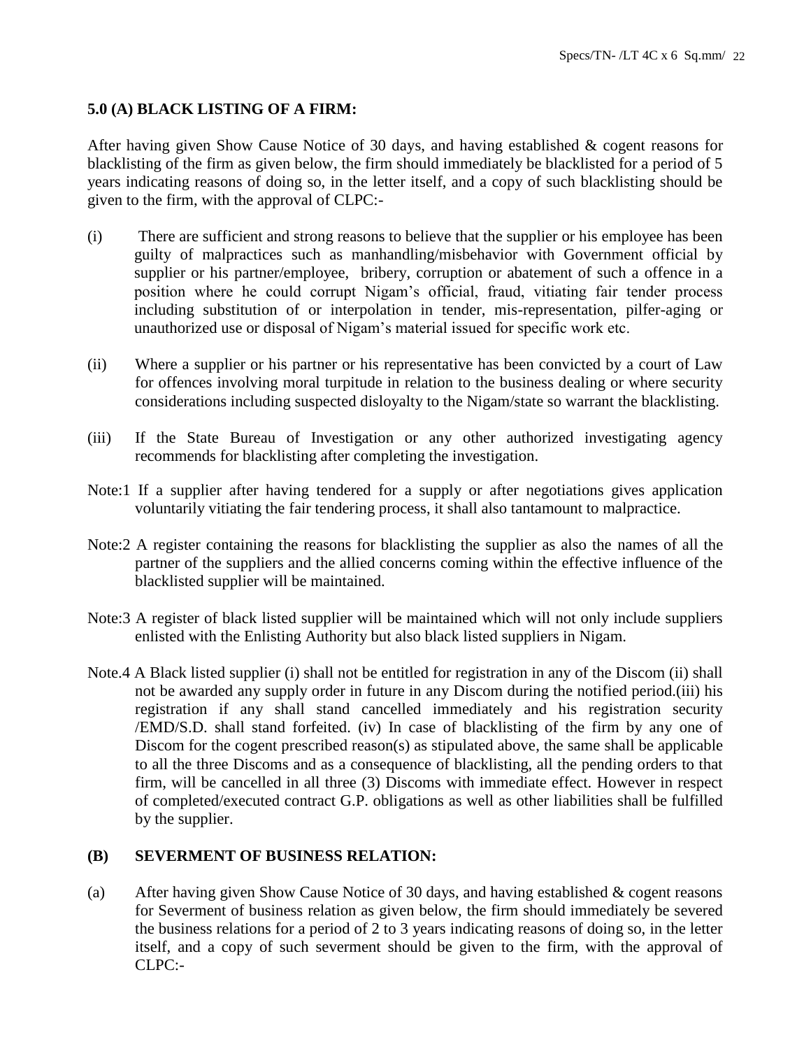### 5.0 (A) BLACK LISTING OF A FIRM:

After having given Show Cause Notice of 30 days, and having established & cogent reasons for blacklisting of the firm as given below, the firm should immediately be blacklisted for a period of 5 years indicating reasons of doing so, in the letter itself, and a copy of such blacklisting should be given to the firm, with the approval of CLPC:-

(i) There are sufficient and strong reasons to believe that the supplier or his employee has been guilty of malpractices such as manhandling/misbehavior with Government official by supplier or his partner/employee, bribery, corruption or abatement of such a offence in a position where he could corrupt Nigam's official, fraud, vitiating fair tender process including substitution of or interpolation in tender, mis-representation, pilfer-aging or unauthorized use or disposal of Nigam's material issued for specific work etc.

(ii) Where a supplier or his partner or his representative has been convicted by a court of Law for offences involving moral turpitude in relation to the business dealing or where security considerations including suspected disloyalty to the Nigam/state so warrant the blacklisting.

(iii) If the State Bureau of Investigation or any other authorized investigating agency recommends for blacklisting after completing the investigation.

Note:1 If a supplier after having tendered for a supply or after negotiations gives application voluntarily vitiating the fair tendering process, it shall also tantamount to malpractice.

Note:2 A register containing the reasons for blacklisting the supplier as also the names of all the partner of the suppliers and the allied concerns coming within the effective influence of the blacklisted supplier will be maintained.

Note:3 A register of black listed supplier will be maintained which will not only include suppliers enlisted with the Enlisting Authority but also black listed suppliers in Nigam.

Note.4 A Black listed supplier (i) shall not be entitled for registration in any of the Discom (ii) shall not be awarded any supply order in future in any Discom during the notified period.(iii) his registration if any shall stand cancelled immediately and his registration security /EMD/S.D. shall stand forfeited. (iv) In case of blacklisting of the firm by any one of Discom for the cogent prescribed reason(s) as stipulated above, the same shall be applicable to all the three Discoms and as a consequence of blacklisting, all the pending orders to that firm, will be cancelled in all three (3) Discoms with immediate effect. However in respect of completed/executed contract G.P. obligations as well as other liabilities shall be fulfilled by the supplier.

### (B) SEVERMENT OF BUSINESS RELATION:

(a) After having given Show Cause Notice of 30 days, and having established & cogent reasons for Severment of business relation as given below, the firm should immediately be severed the business relations for a period of 2 to 3 years indicating reasons of doing so, in the letter itself, and a copy of such severment should be given to the firm, with the approval of CLPC:-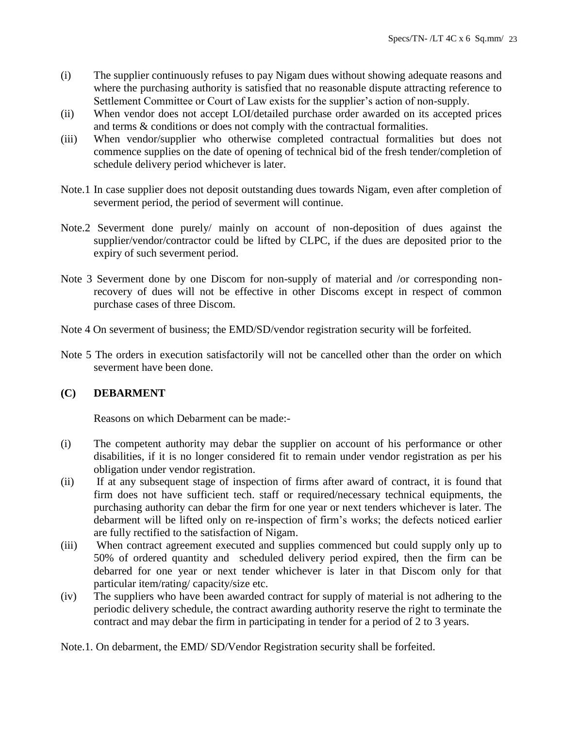(i) The supplier continuously refuses to pay Nigam dues without showing adequate reasons and where the purchasing authority is satisfied that no reasonable dispute attracting reference to Settlement Committee or Court of Law exists for the supplier's action of non-supply.

(ii) When vendor does not accept LOI/detailed purchase order awarded on its accepted prices and terms & conditions or does not comply with the contractual formalities.

(iii) When vendor/supplier who otherwise completed contractual formalities but does not commence supplies on the date of opening of technical bid of the fresh tender/completion of schedule delivery period whichever is later.

Note.1 In case supplier does not deposit outstanding dues towards Nigam, even after completion of severment period, the period of severment will continue.

Note.2 Severment done purely/ mainly on account of non-deposition of dues against the supplier/vendor/contractor could be lifted by CLPC, if the dues are deposited prior to the expiry of such severment period.

Note 3 Severment done by one Discom for non-supply of material and /or corresponding non-recovery of dues will not be effective in other Discoms except in respect of common purchase cases of three Discom.

Note 4 On severment of business; the EMD/SD/vendor registration security will be forfeited.

Note 5 The orders in execution satisfactorily will not be cancelled other than the order on which severment have been done.

## (C) DEBARMENT

Reasons on which Debarment can be made:-

(i) The competent authority may debar the supplier on account of his performance or other disabilities, if it is no longer considered fit to remain under vendor registration as per his obligation under vendor registration.

(ii) If at any subsequent stage of inspection of firms after award of contract, it is found that firm does not have sufficient tech. staff or required/necessary technical equipments, the purchasing authority can debar the firm for one year or next tenders whichever is later. The debarment will be lifted only on re-inspection of firm's works; the defects noticed earlier are fully rectified to the satisfaction of Nigam.

(iii) When contract agreement executed and supplies commenced but could supply only up to 50% of ordered quantity and scheduled delivery period expired, then the firm can be debarred for one year or next tender whichever is later in that Discom only for that particular item/rating/ capacity/size etc.

(iv) The suppliers who have been awarded contract for supply of material is not adhering to the periodic delivery schedule, the contract awarding authority reserve the right to terminate the contract and may debar the firm in participating in tender for a period of 2 to 3 years.

Note.1. On debarment, the EMD/ SD/Vendor Registration security shall be forfeited.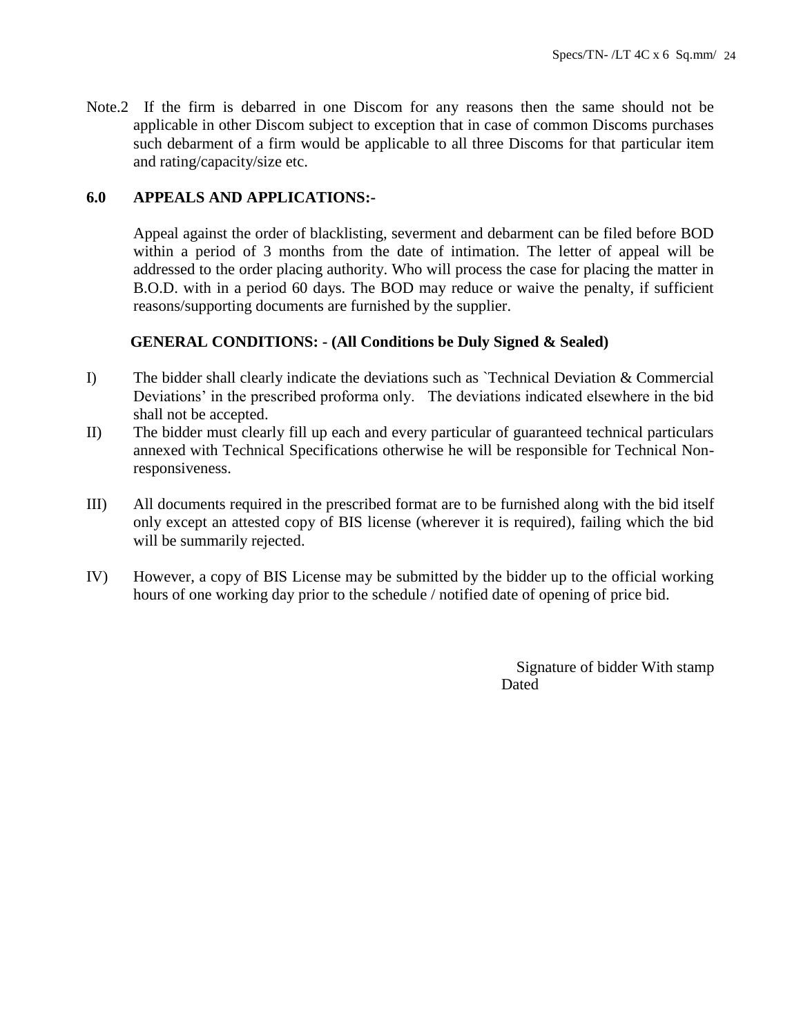Note.2 If the firm is debarred in one Discom for any reasons then the same should not be applicable in other Discom subject to exception that in case of common Discoms purchases such debarment of a firm would be applicable to all three Discoms for that particular item and rating/capacity/size etc.

## 6.0 APPEALS AND APPLICATIONS:-

Appeal against the order of blacklisting, severment and debarment can be filed before BOD within a period of 3 months from the date of intimation. The letter of appeal will be addressed to the order placing authority. Who will process the case for placing the matter in B.O.D. with in a period 60 days. The BOD may reduce or waive the penalty, if sufficient reasons/supporting documents are furnished by the supplier.

**GENERAL CONDITIONS: - (All Conditions be Duly Signed & Sealed)**

I) The bidder shall clearly indicate the deviations such as `Technical Deviation & Commercial Deviations' in the prescribed proforma only. The deviations indicated elsewhere in the bid shall not be accepted.

II) The bidder must clearly fill up each and every particular of guaranteed technical particulars annexed with Technical Specifications otherwise he will be responsible for Technical Non-responsiveness.

III) All documents required in the prescribed format are to be furnished along with the bid itself only except an attested copy of BIS license (wherever it is required), failing which the bid will be summarily rejected.

IV) However, a copy of BIS License may be submitted by the bidder up to the official working hours of one working day prior to the schedule / notified date of opening of price bid.

Signature of bidder With stamp

Dated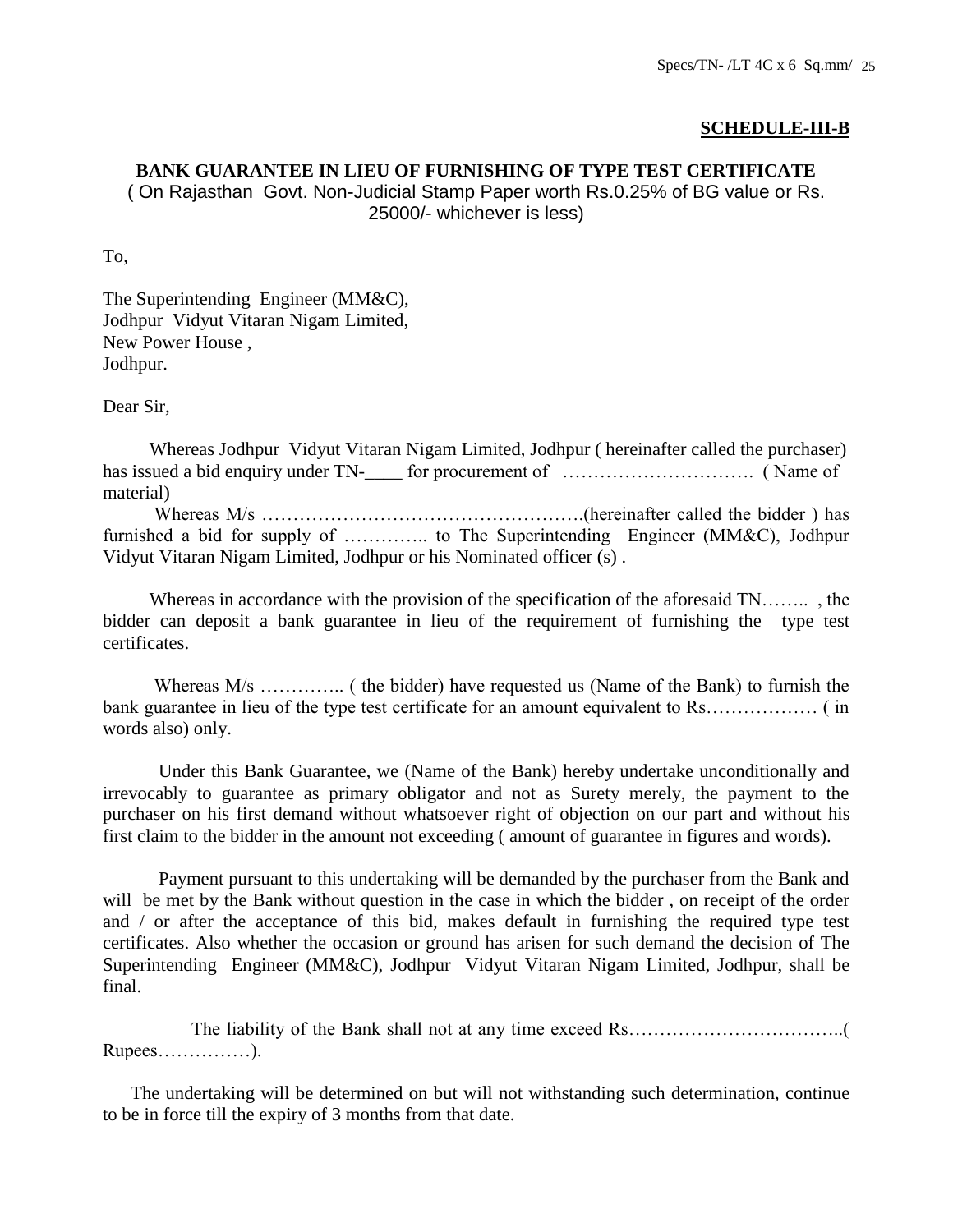**SCHEDULE-III-B**

**BANK GUARANTEE IN LIEU OF FURNISHING OF TYPE TEST CERTIFICATE**
( On Rajasthan Govt. Non-Judicial Stamp Paper worth Rs.0.25% of BG value or Rs. 25000/- whichever is less)

To,

The Superintending Engineer (MM&C),
Jodhpur Vidyut Vitaran Nigam Limited,
New Power House ,
Jodhpur.

Dear Sir,

Whereas Jodhpur Vidyut Vitaran Nigam Limited, Jodhpur ( hereinafter called the purchaser) has issued a bid enquiry under TN-____ for procurement of …………………………. ( Name of material)

Whereas M/s …………………………………………….(hereinafter called the bidder ) has furnished a bid for supply of ………….. to The Superintending Engineer (MM&C), Jodhpur Vidyut Vitaran Nigam Limited, Jodhpur or his Nominated officer (s) .

Whereas in accordance with the provision of the specification of the aforesaid TN…….. , the bidder can deposit a bank guarantee in lieu of the requirement of furnishing the type test certificates.

Whereas M/s ………….. ( the bidder) have requested us (Name of the Bank) to furnish the bank guarantee in lieu of the type test certificate for an amount equivalent to Rs……………… ( in words also) only.

Under this Bank Guarantee, we (Name of the Bank) hereby undertake unconditionally and irrevocably to guarantee as primary obligator and not as Surety merely, the payment to the purchaser on his first demand without whatsoever right of objection on our part and without his first claim to the bidder in the amount not exceeding ( amount of guarantee in figures and words).

Payment pursuant to this undertaking will be demanded by the purchaser from the Bank and will be met by the Bank without question in the case in which the bidder , on receipt of the order and / or after the acceptance of this bid, makes default in furnishing the required type test certificates. Also whether the occasion or ground has arisen for such demand the decision of The Superintending Engineer (MM&C), Jodhpur Vidyut Vitaran Nigam Limited, Jodhpur, shall be final.

The liability of the Bank shall not at any time exceed Rs……………………………..( Rupees……………).

The undertaking will be determined on but will not withstanding such determination, continue to be in force till the expiry of 3 months from that date.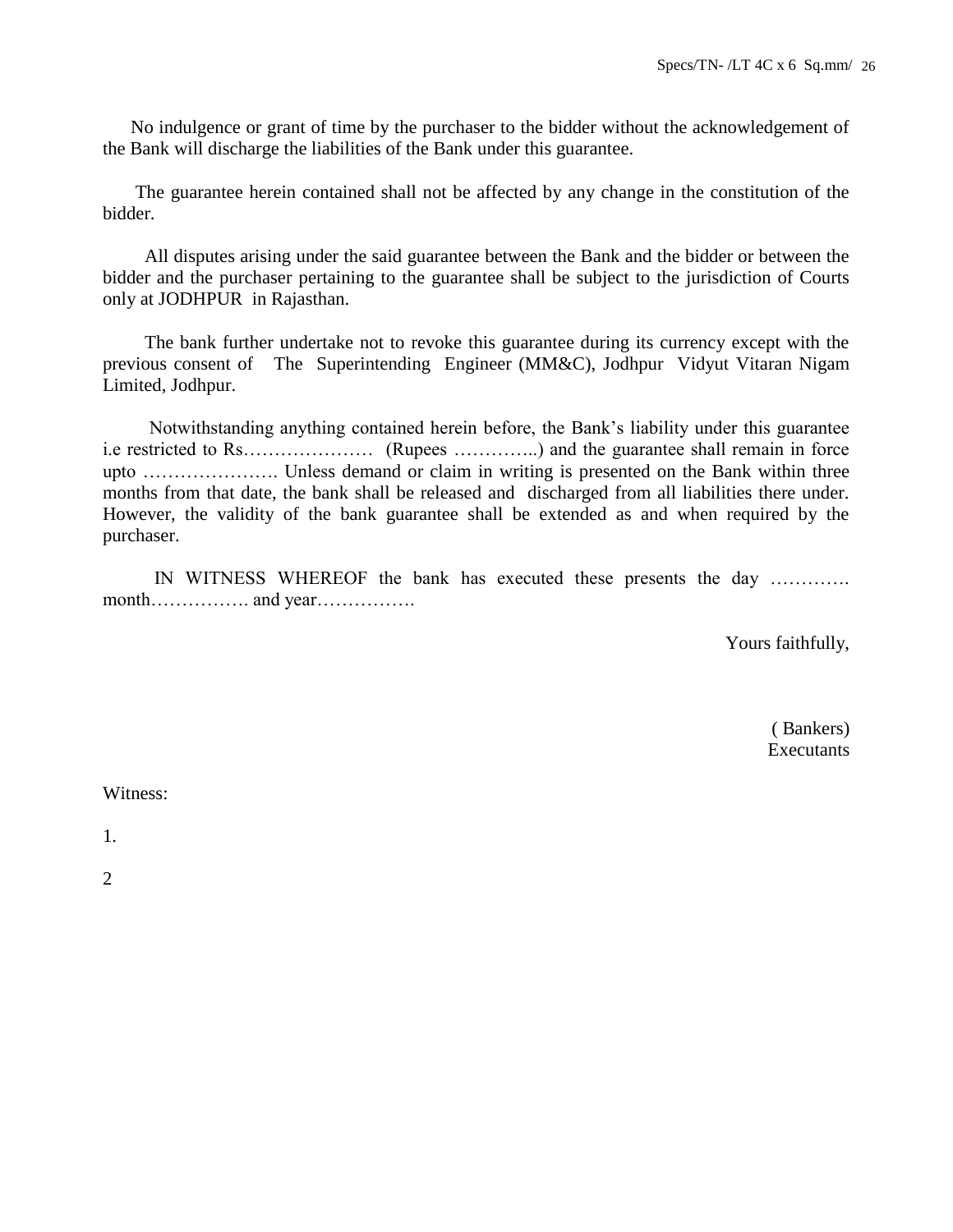No indulgence or grant of time by the purchaser to the bidder without the acknowledgement of the Bank will discharge the liabilities of the Bank under this guarantee.

The guarantee herein contained shall not be affected by any change in the constitution of the bidder.

All disputes arising under the said guarantee between the Bank and the bidder or between the bidder and the purchaser pertaining to the guarantee shall be subject to the jurisdiction of Courts only at JODHPUR in Rajasthan.

The bank further undertake not to revoke this guarantee during its currency except with the previous consent of The Superintending Engineer (MM&C), Jodhpur Vidyut Vitaran Nigam Limited, Jodhpur.

Notwithstanding anything contained herein before, the Bank's liability under this guarantee i.e restricted to Rs………………… (Rupees …………..) and the guarantee shall remain in force upto …………………. Unless demand or claim in writing is presented on the Bank within three months from that date, the bank shall be released and discharged from all liabilities there under. However, the validity of the bank guarantee shall be extended as and when required by the purchaser.

IN WITNESS WHEREOF the bank has executed these presents the day …………. month……………. and year…………….

Yours faithfully,

( Bankers)
Executants

Witness:

1.

2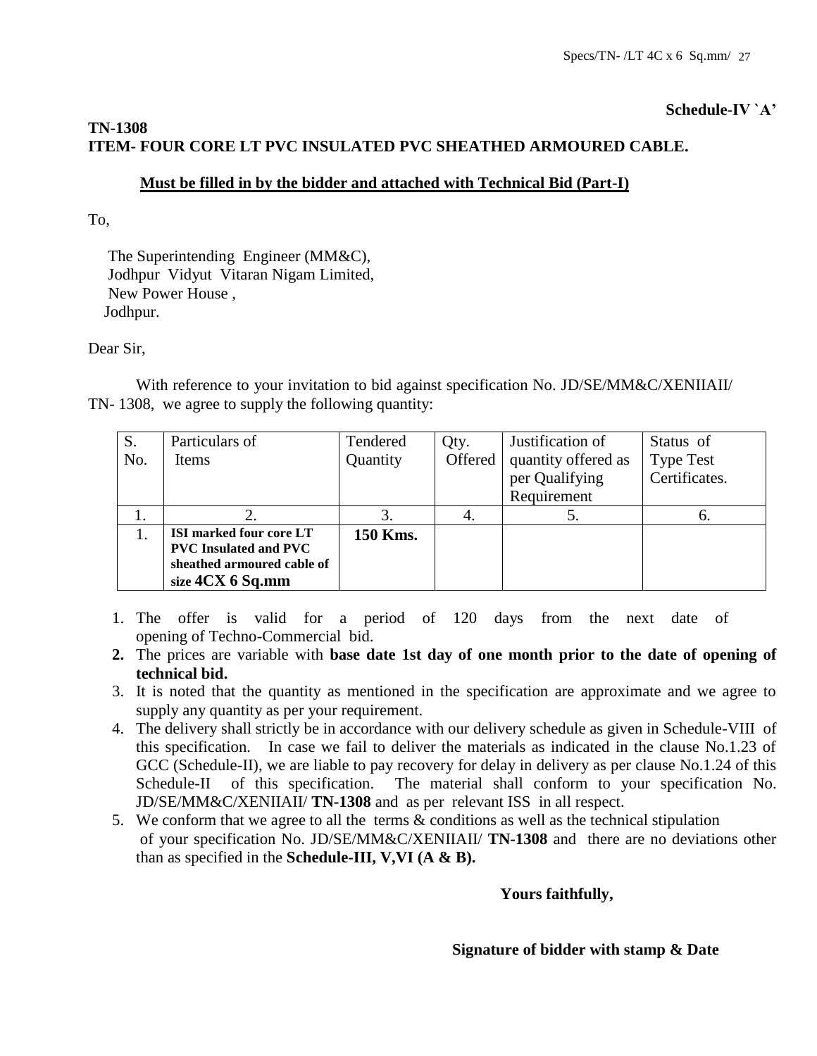**Schedule-IV `A'**

**TN-1308**
**ITEM- FOUR CORE LT PVC INSULATED PVC SHEATHED ARMOURED CABLE.**

**Must be filled in by the bidder and attached with Technical Bid (Part-I)**

To,

The Superintending Engineer (MM&C),
Jodhpur Vidyut Vitaran Nigam Limited,
New Power House ,
Jodhpur.

Dear Sir,

With reference to your invitation to bid against specification No. JD/SE/MM&C/XENIIAII/ TN- 1308, we agree to supply the following quantity:

| S. No. | Particulars of Items | Tendered Quantity | Qty. Offered | Justification of quantity offered as per Qualifying Requirement | Status of Type Test Certificates. |
|---|---|---|---|---|---|
| 1. | 2. | 3. | 4. | 5. | 6. |
| 1. | **ISI marked four core LT PVC Insulated and PVC sheathed armoured cable of size 4CX 6 Sq.mm** | **150 Kms.** | | | |

1. The offer is valid for a period of 120 days from the next date of opening of Techno-Commercial bid.
2. The prices are variable with **base date 1st day of one month prior to the date of opening of technical bid.**
3. It is noted that the quantity as mentioned in the specification are approximate and we agree to supply any quantity as per your requirement.
4. The delivery shall strictly be in accordance with our delivery schedule as given in Schedule-VIII of this specification. In case we fail to deliver the materials as indicated in the clause No.1.23 of GCC (Schedule-II), we are liable to pay recovery for delay in delivery as per clause No.1.24 of this Schedule-II of this specification. The material shall conform to your specification No. JD/SE/MM&C/XENIIAII/ **TN-1308** and as per relevant ISS in all respect.
5. We conform that we agree to all the terms & conditions as well as the technical stipulation of your specification No. JD/SE/MM&C/XENIIAII/ **TN-1308** and there are no deviations other than as specified in the **Schedule-III, V,VI (A & B).**

**Yours faithfully,**

**Signature of bidder with stamp & Date**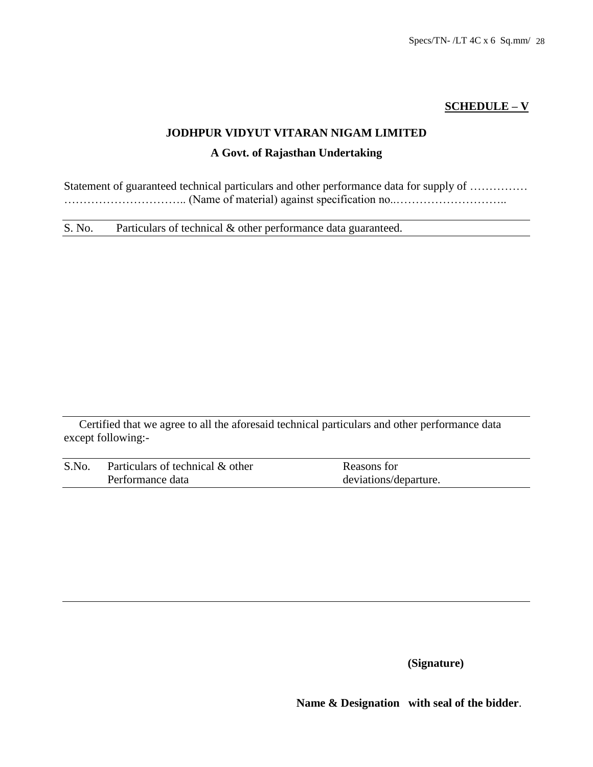**SCHEDULE – V**

**JODHPUR VIDYUT VITARAN NIGAM LIMITED**

**A Govt. of Rajasthan Undertaking**

Statement of guaranteed technical particulars and other performance data for supply of …………… ………………………….. (Name of material) against specification no..………………………..

| S. No. | Particulars of technical & other performance data guaranteed. |
|---|---|
| | |

Certified that we agree to all the aforesaid technical particulars and other performance data except following:-

| S.No. | Particulars of technical & other Performance data | Reasons for deviations/departure. |
|---|---|---|
| | | |

**(Signature)**

**Name & Designation with seal of the bidder**.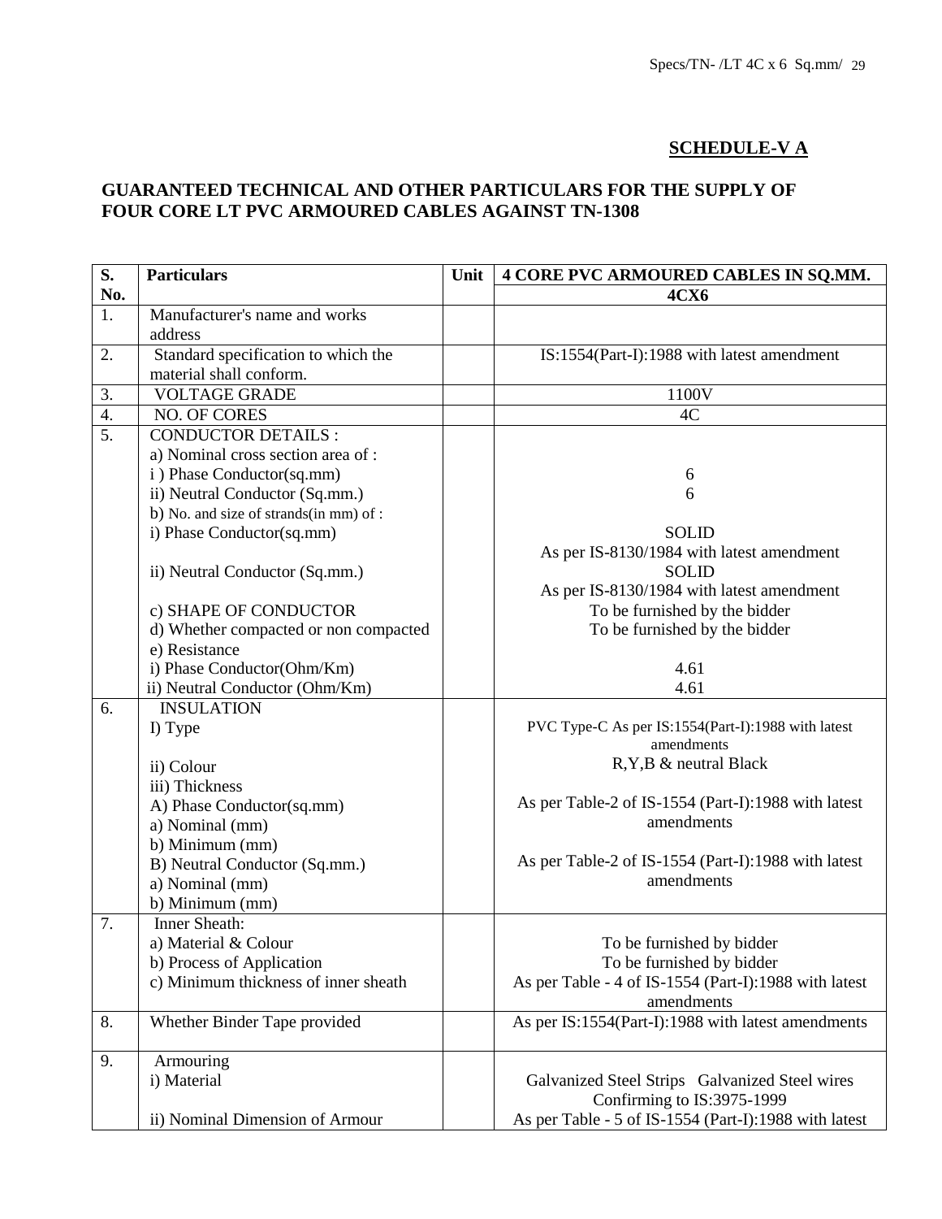## SCHEDULE-V A

**GUARANTEED TECHNICAL AND OTHER PARTICULARS FOR THE SUPPLY OF FOUR CORE LT PVC ARMOURED CABLES AGAINST TN-1308**

| S. No. | Particulars | Unit | 4 CORE PVC ARMOURED CABLES IN SQ.MM. |
|---|---|---|---|
| | | | **4CX6** |
| 1. | Manufacturer's name and works address | | |
| 2. | Standard specification to which the material shall conform. | | IS:1554(Part-I):1988 with latest amendment |
| 3. | VOLTAGE GRADE | | 1100V |
| 4. | NO. OF CORES | | 4C |
| 5. | CONDUCTOR DETAILS :<br>a) Nominal cross section area of :<br>i ) Phase Conductor(sq.mm)<br>ii) Neutral Conductor (Sq.mm.)<br>b) No. and size of strands(in mm) of :<br>i) Phase Conductor(sq.mm)<br><br>ii) Neutral Conductor (Sq.mm.)<br><br>c) SHAPE OF CONDUCTOR<br>d) Whether compacted or non compacted<br>e) Resistance<br>i) Phase Conductor(Ohm/Km)<br>ii) Neutral Conductor (Ohm/Km) | | <br><br>6<br>6<br><br>SOLID<br>As per IS-8130/1984 with latest amendment<br>SOLID<br>As per IS-8130/1984 with latest amendment<br>To be furnished by the bidder<br>To be furnished by the bidder<br><br>4.61<br>4.61 |
| 6. | INSULATION<br>I) Type<br><br>ii) Colour<br>iii) Thickness<br>A) Phase Conductor(sq.mm)<br>a) Nominal (mm)<br>b) Minimum (mm)<br>B) Neutral Conductor (Sq.mm.)<br>a) Nominal (mm)<br>b) Minimum (mm) | | <br>PVC Type-C As per IS:1554(Part-I):1988 with latest amendments<br>R,Y,B & neutral Black<br><br>As per Table-2 of IS-1554 (Part-I):1988 with latest amendments<br><br>As per Table-2 of IS-1554 (Part-I):1988 with latest amendments |
| 7. | Inner Sheath:<br>a) Material & Colour<br>b) Process of Application<br>c) Minimum thickness of inner sheath | | <br>To be furnished by bidder<br>To be furnished by bidder<br>As per Table - 4 of IS-1554 (Part-I):1988 with latest amendments |
| 8. | Whether Binder Tape provided | | As per IS:1554(Part-I):1988 with latest amendments |
| 9. | Armouring<br>i) Material<br><br>ii) Nominal Dimension of Armour | | <br>Galvanized Steel Strips Galvanized Steel wires Confirming to IS:3975-1999<br>As per Table - 5 of IS-1554 (Part-I):1988 with latest |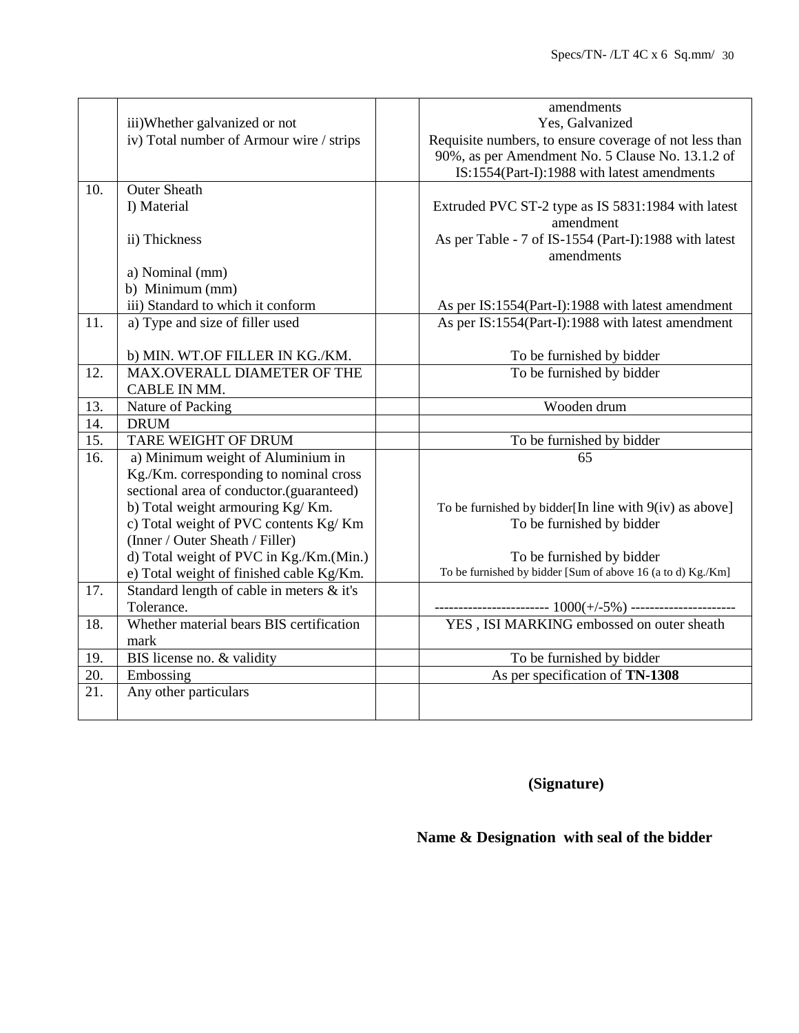| | | | |
|---|---|---|---|
| | iii)Whether galvanized or not<br>iv) Total number of Armour wire / strips | | amendments<br>Yes, Galvanized<br>Requisite numbers, to ensure coverage of not less than 90%, as per Amendment No. 5 Clause No. 13.1.2 of IS:1554(Part-I):1988 with latest amendments |
| 10. | Outer Sheath<br>I) Material<br><br>ii) Thickness<br><br>a) Nominal (mm)<br>b) Minimum (mm)<br>iii) Standard to which it conform | | <br>Extruded PVC ST-2 type as IS 5831:1984 with latest amendment<br>As per Table - 7 of IS-1554 (Part-I):1988 with latest amendments<br><br><br><br>As per IS:1554(Part-I):1988 with latest amendment |
| 11. | a) Type and size of filler used<br><br>b) MIN. WT.OF FILLER IN KG./KM. | | As per IS:1554(Part-I):1988 with latest amendment<br><br>To be furnished by bidder |
| 12. | MAX.OVERALL DIAMETER OF THE CABLE IN MM. | | To be furnished by bidder |
| 13. | Nature of Packing | | Wooden drum |
| 14. | DRUM | | |
| 15. | TARE WEIGHT OF DRUM | | To be furnished by bidder |
| 16. | a) Minimum weight of Aluminium in Kg./Km. corresponding to nominal cross sectional area of conductor.(guaranteed)<br>b) Total weight armouring Kg/ Km.<br>c) Total weight of PVC contents Kg/ Km (Inner / Outer Sheath / Filler)<br>d) Total weight of PVC in Kg./Km.(Min.)<br>e) Total weight of finished cable Kg/Km. | | 65<br><br><br>To be furnished by bidder[In line with 9(iv) as above]<br>To be furnished by bidder<br><br>To be furnished by bidder<br>To be furnished by bidder [Sum of above 16 (a to d) Kg./Km] |
| 17. | Standard length of cable in meters & it's Tolerance. | | ------------------------ 1000(+/-5%) ---------------------- |
| 18. | Whether material bears BIS certification mark | | YES , ISI MARKING embossed on outer sheath |
| 19. | BIS license no. & validity | | To be furnished by bidder |
| 20. | Embossing | | As per specification of **TN-1308** |
| 21. | Any other particulars | | |

**(Signature)**

**Name & Designation with seal of the bidder**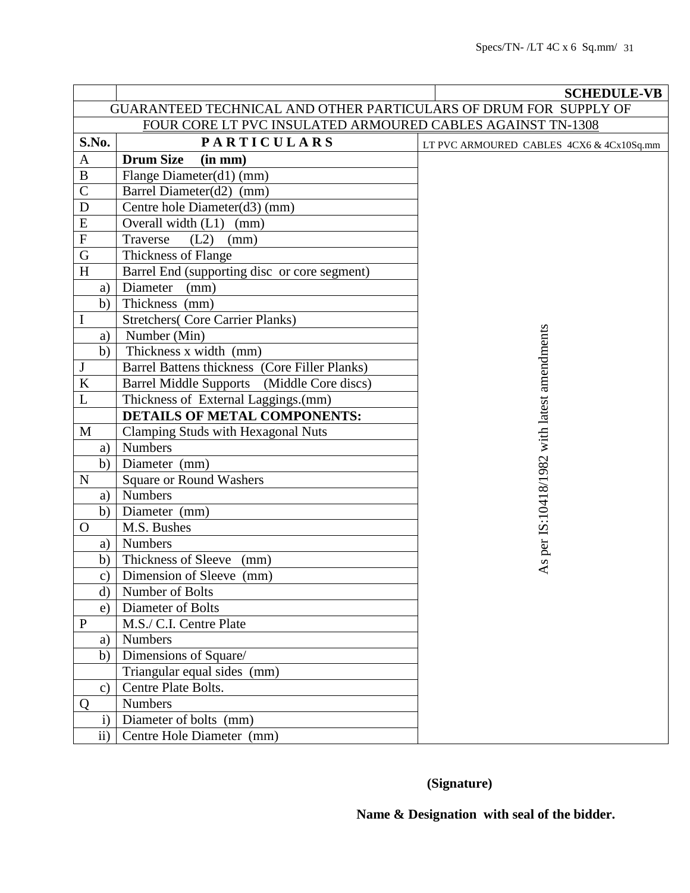**SCHEDULE-VB**

GUARANTEED TECHNICAL AND OTHER PARTICULARS OF DRUM FOR SUPPLY OF FOUR CORE LT PVC INSULATED ARMOURED CABLES AGAINST TN-1308

| S.No. | PARTICULARS | LT PVC ARMOURED CABLES 4CX6 & 4Cx10Sq.mm |
|---|---|---|
| A | **Drum Size (in mm)** | As per IS:10418/1982 with latest amendments |
| B | Flange Diameter(d1) (mm) | |
| C | Barrel Diameter(d2) (mm) | |
| D | Centre hole Diameter(d3) (mm) | |
| E | Overall width (L1) (mm) | |
| F | Traverse (L2) (mm) | |
| G | Thickness of Flange | |
| H | Barrel End (supporting disc or core segment) | |
| a) | Diameter (mm) | |
| b) | Thickness (mm) | |
| I | Stretchers( Core Carrier Planks) | |
| a) | Number (Min) | |
| b) | Thickness x width (mm) | |
| J | Barrel Battens thickness (Core Filler Planks) | |
| K | Barrel Middle Supports (Middle Core discs) | |
| L | Thickness of External Laggings.(mm) | |
| | **DETAILS OF METAL COMPONENTS:** | |
| M | Clamping Studs with Hexagonal Nuts | |
| a) | Numbers | |
| b) | Diameter (mm) | |
| N | Square or Round Washers | |
| a) | Numbers | |
| b) | Diameter (mm) | |
| O | M.S. Bushes | |
| a) | Numbers | |
| b) | Thickness of Sleeve (mm) | |
| c) | Dimension of Sleeve (mm) | |
| d) | Number of Bolts | |
| e) | Diameter of Bolts | |
| P | M.S./ C.I. Centre Plate | |
| a) | Numbers | |
| b) | Dimensions of Square/ | |
| | Triangular equal sides (mm) | |
| c) | Centre Plate Bolts. | |
| Q | Numbers | |
| i) | Diameter of bolts (mm) | |
| ii) | Centre Hole Diameter (mm) | |

**(Signature)**

**Name & Designation with seal of the bidder.**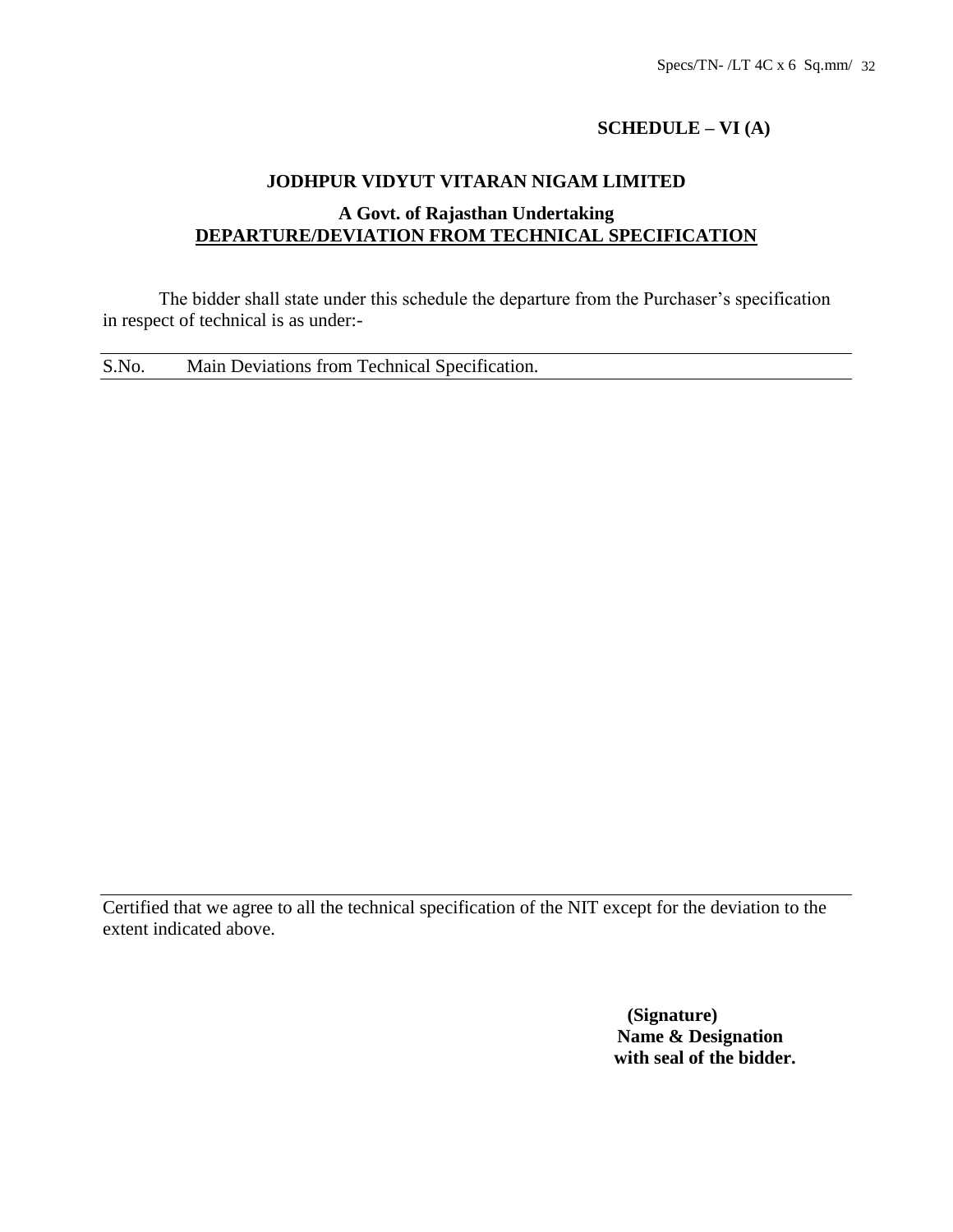**SCHEDULE – VI (A)**

**JODHPUR VIDYUT VITARAN NIGAM LIMITED**

**A Govt. of Rajasthan Undertaking**

**DEPARTURE/DEVIATION FROM TECHNICAL SPECIFICATION**

The bidder shall state under this schedule the departure from the Purchaser's specification in respect of technical is as under:-

| S.No. | Main Deviations from Technical Specification. |
|---|---|
| | |

Certified that we agree to all the technical specification of the NIT except for the deviation to the extent indicated above.

**(Signature)**
**Name & Designation**
**with seal of the bidder.**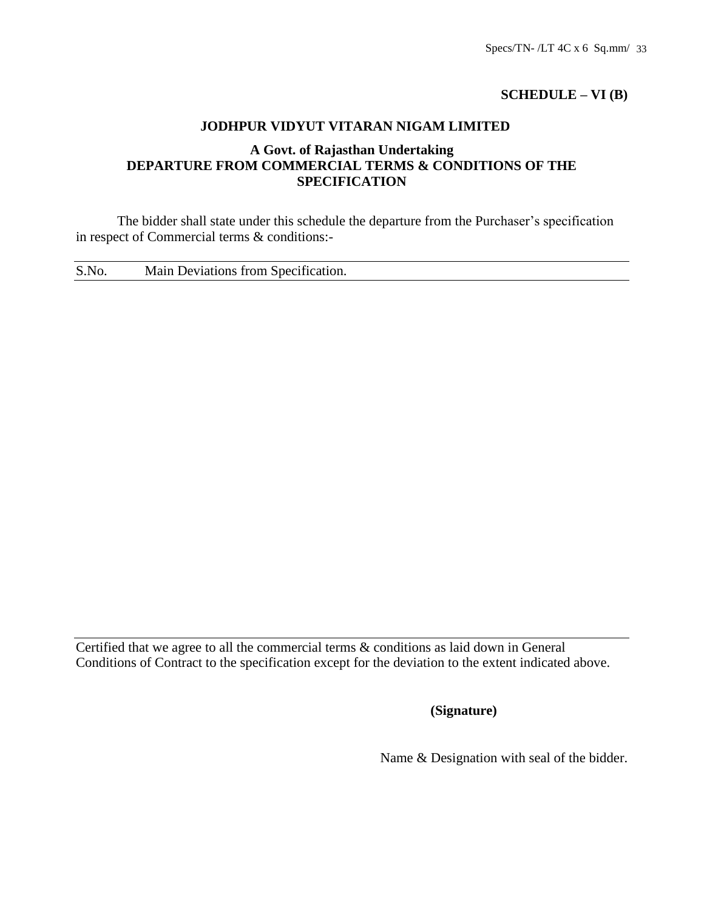**SCHEDULE – VI (B)**

**JODHPUR VIDYUT VITARAN NIGAM LIMITED**

**A Govt. of Rajasthan Undertaking**
**DEPARTURE FROM COMMERCIAL TERMS & CONDITIONS OF THE SPECIFICATION**

The bidder shall state under this schedule the departure from the Purchaser's specification in respect of Commercial terms & conditions:-

| S.No. | Main Deviations from Specification. |
|---|---|
| | |

Certified that we agree to all the commercial terms & conditions as laid down in General Conditions of Contract to the specification except for the deviation to the extent indicated above.

**(Signature)**

Name & Designation with seal of the bidder.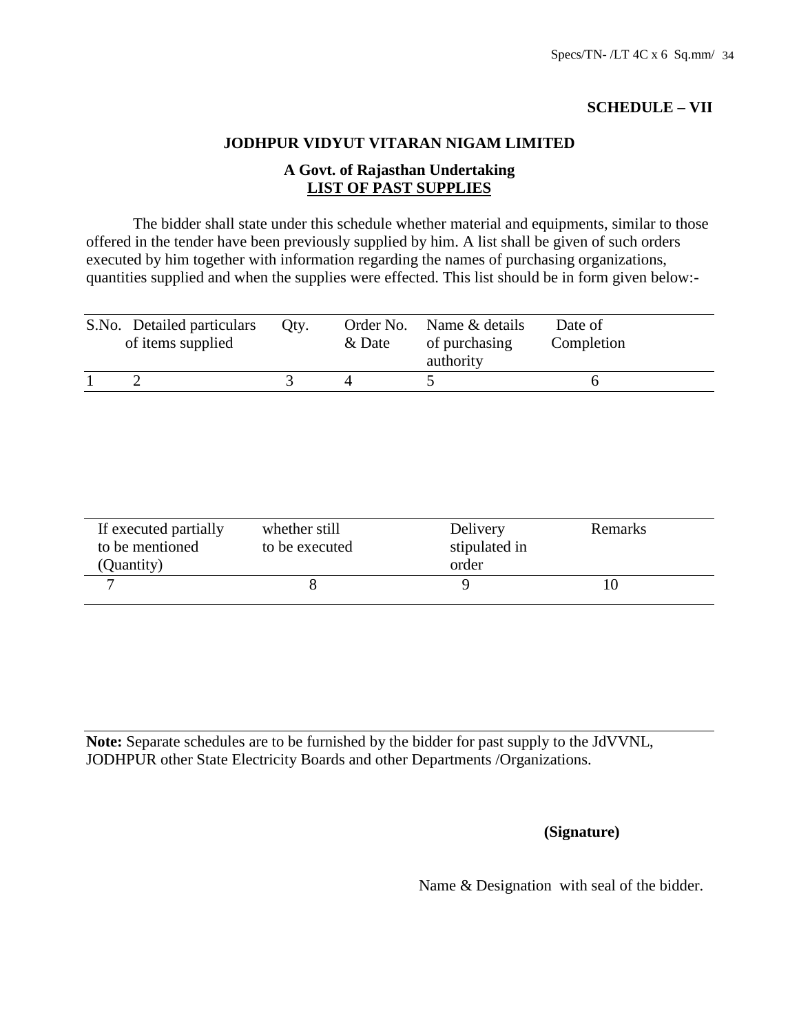**SCHEDULE – VII**

**JODHPUR VIDYUT VITARAN NIGAM LIMITED**

**A Govt. of Rajasthan Undertaking**

**LIST OF PAST SUPPLIES**

The bidder shall state under this schedule whether material and equipments, similar to those offered in the tender have been previously supplied by him. A list shall be given of such orders executed by him together with information regarding the names of purchasing organizations, quantities supplied and when the supplies were effected. This list should be in form given below:-

| S.No. | Detailed particulars of items supplied | Qty. | Order No. & Date | Name & details of purchasing authority | Date of Completion |
|---|---|---|---|---|---|
| 1 | 2 | 3 | 4 | 5 | 6 |

| If executed partially to be mentioned (Quantity) | whether still to be executed | Delivery stipulated in order | Remarks |
|---|---|---|---|
| 7 | 8 | 9 | 10 |

**Note:** Separate schedules are to be furnished by the bidder for past supply to the JdVVNL, JODHPUR other State Electricity Boards and other Departments /Organizations.

**(Signature)**

Name & Designation with seal of the bidder.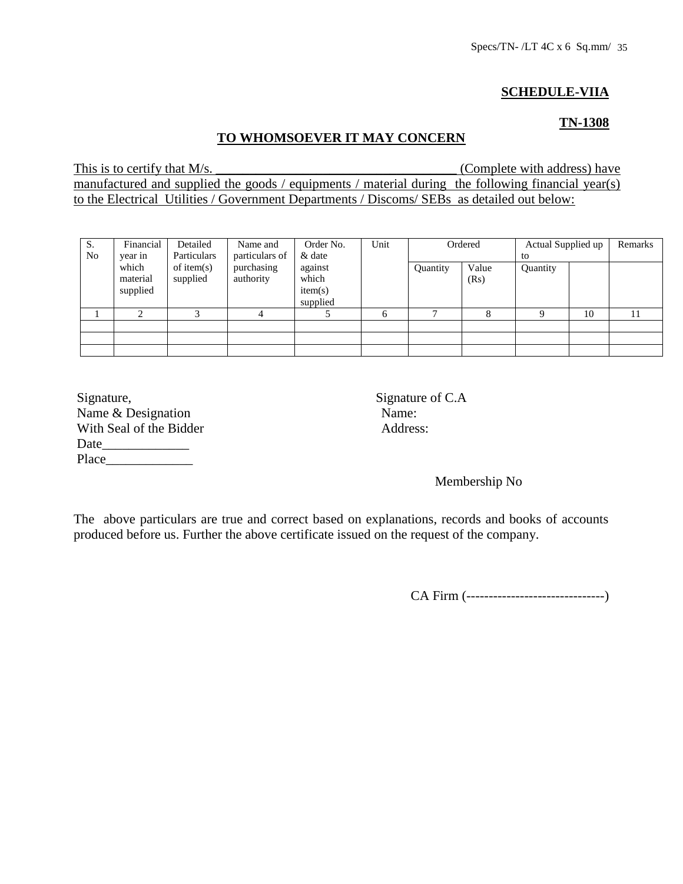**SCHEDULE-VIIA**

**TN-1308**

**TO WHOMSOEVER IT MAY CONCERN**

This is to certify that M/s. ___________________________________ (Complete with address) have manufactured and supplied the goods / equipments / material during the following financial year(s) to the Electrical Utilities / Government Departments / Discoms/ SEBs as detailed out below:

| S. No | Financial year in which material supplied | Detailed Particulars of item(s) supplied | Name and particulars of purchasing authority | Order No. & date against which item(s) supplied | Unit | Ordered | | Actual Supplied up to | | Remarks |
|---|---|---|---|---|---|---|---|---|---|---|
| | | | | | | Quantity | Value (Rs) | Quantity | | |
| 1 | 2 | 3 | 4 | 5 | 6 | 7 | 8 | 9 | 10 | 11 |
| | | | | | | | | | | |
| | | | | | | | | | | |
| | | | | | | | | | | |

Signature,
Name & Designation
With Seal of the Bidder
Date_____________
Place_____________

Signature of C.A
Name:
Address:

Membership No

The above particulars are true and correct based on explanations, records and books of accounts produced before us. Further the above certificate issued on the request of the company.

CA Firm (-------------------------------)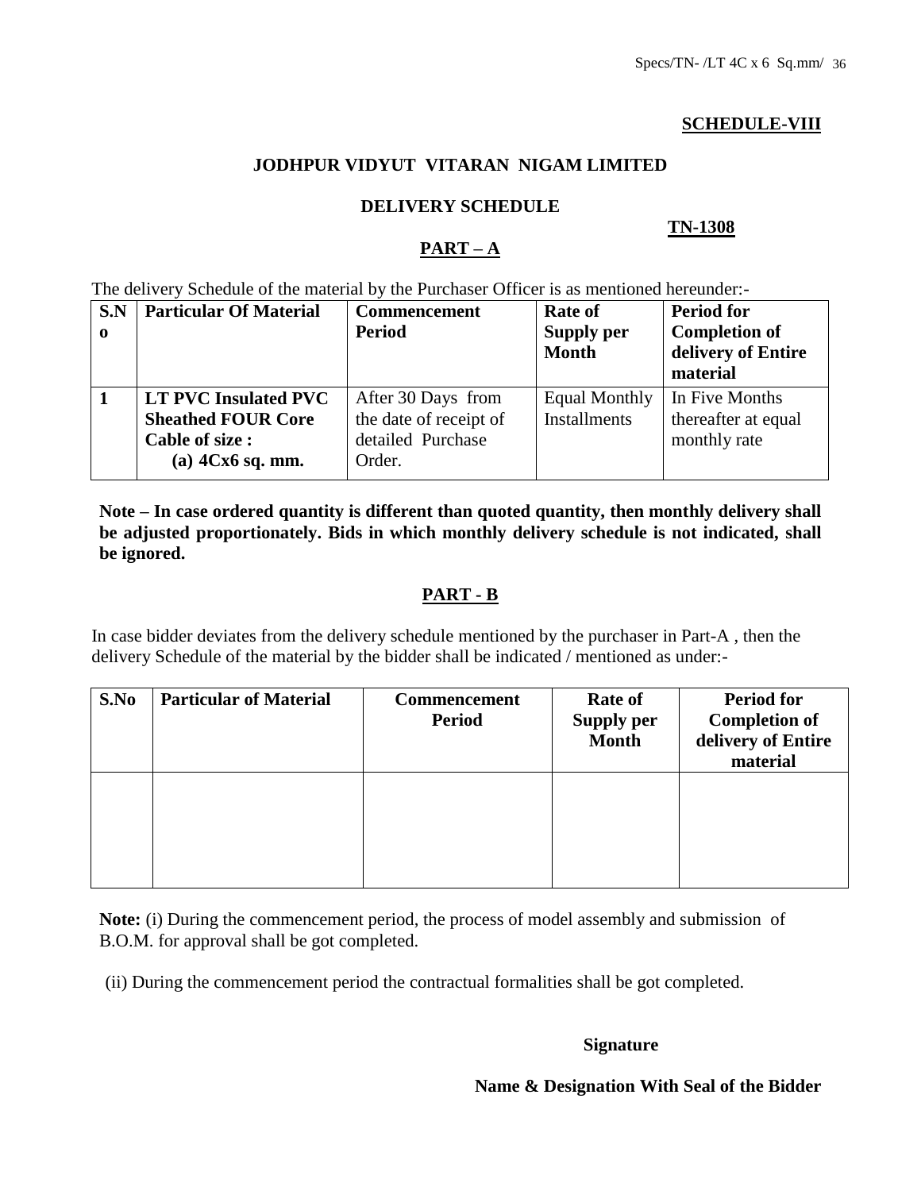**SCHEDULE-VIII**

**JODHPUR VIDYUT VITARAN NIGAM LIMITED**

**DELIVERY SCHEDULE**

**TN-1308**

**PART – A**

The delivery Schedule of the material by the Purchaser Officer is as mentioned hereunder:-

| S.No | Particular Of Material | Commencement Period | Rate of Supply per Month | Period for Completion of delivery of Entire material |
|---|---|---|---|---|
| 1 | **LT PVC Insulated PVC Sheathed FOUR Core Cable of size : (a) 4Cx6 sq. mm.** | After 30 Days from the date of receipt of detailed Purchase Order. | Equal Monthly Installments | In Five Months thereafter at equal monthly rate |

**Note – In case ordered quantity is different than quoted quantity, then monthly delivery shall be adjusted proportionately. Bids in which monthly delivery schedule is not indicated, shall be ignored.**

**PART - B**

In case bidder deviates from the delivery schedule mentioned by the purchaser in Part-A , then the delivery Schedule of the material by the bidder shall be indicated / mentioned as under:-

| S.No | Particular of Material | Commencement Period | Rate of Supply per Month | Period for Completion of delivery of Entire material |
|---|---|---|---|---|
| | | | | |

**Note:** (i) During the commencement period, the process of model assembly and submission of B.O.M. for approval shall be got completed.

(ii) During the commencement period the contractual formalities shall be got completed.

**Signature**

**Name & Designation With Seal of the Bidder**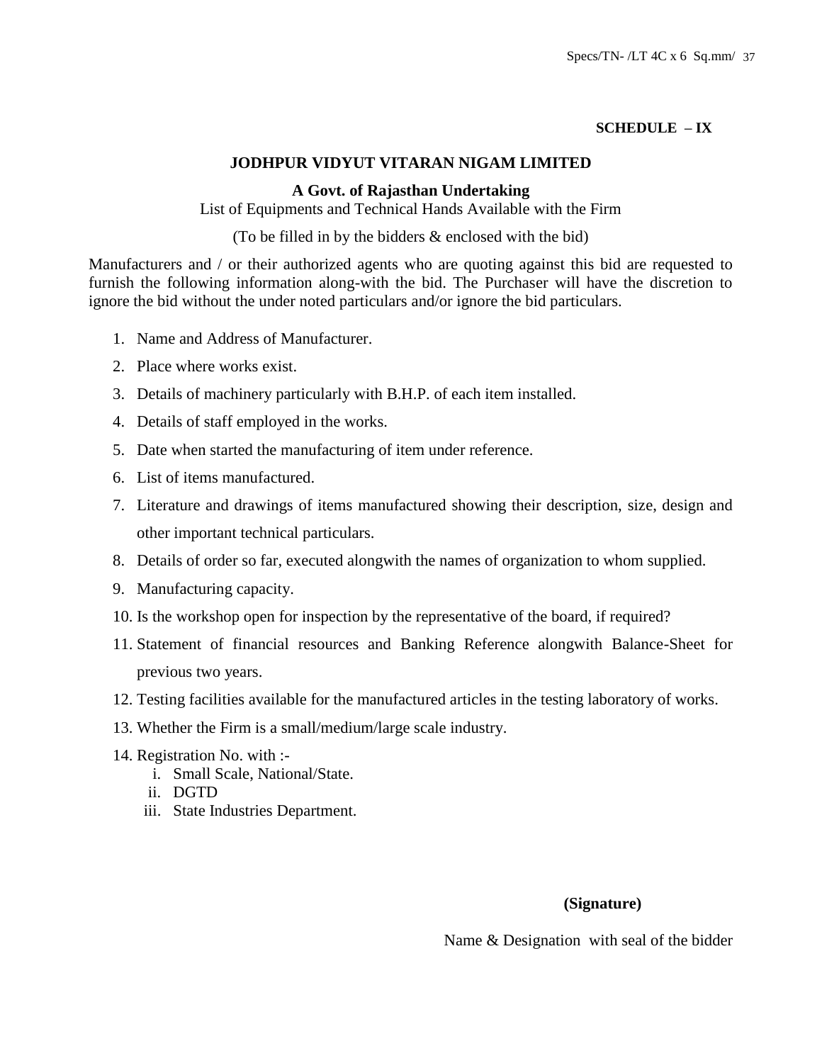**SCHEDULE – IX**

## JODHPUR VIDYUT VITARAN NIGAM LIMITED

### A Govt. of Rajasthan Undertaking

List of Equipments and Technical Hands Available with the Firm

(To be filled in by the bidders & enclosed with the bid)

Manufacturers and / or their authorized agents who are quoting against this bid are requested to furnish the following information along-with the bid. The Purchaser will have the discretion to ignore the bid without the under noted particulars and/or ignore the bid particulars.

1. Name and Address of Manufacturer.
2. Place where works exist.
3. Details of machinery particularly with B.H.P. of each item installed.
4. Details of staff employed in the works.
5. Date when started the manufacturing of item under reference.
6. List of items manufactured.
7. Literature and drawings of items manufactured showing their description, size, design and other important technical particulars.
8. Details of order so far, executed alongwith the names of organization to whom supplied.
9. Manufacturing capacity.
10. Is the workshop open for inspection by the representative of the board, if required?
11. Statement of financial resources and Banking Reference alongwith Balance-Sheet for previous two years.
12. Testing facilities available for the manufactured articles in the testing laboratory of works.
13. Whether the Firm is a small/medium/large scale industry.
14. Registration No. with :-
    i. Small Scale, National/State.
    ii. DGTD
    iii. State Industries Department.

**(Signature)**

Name & Designation with seal of the bidder